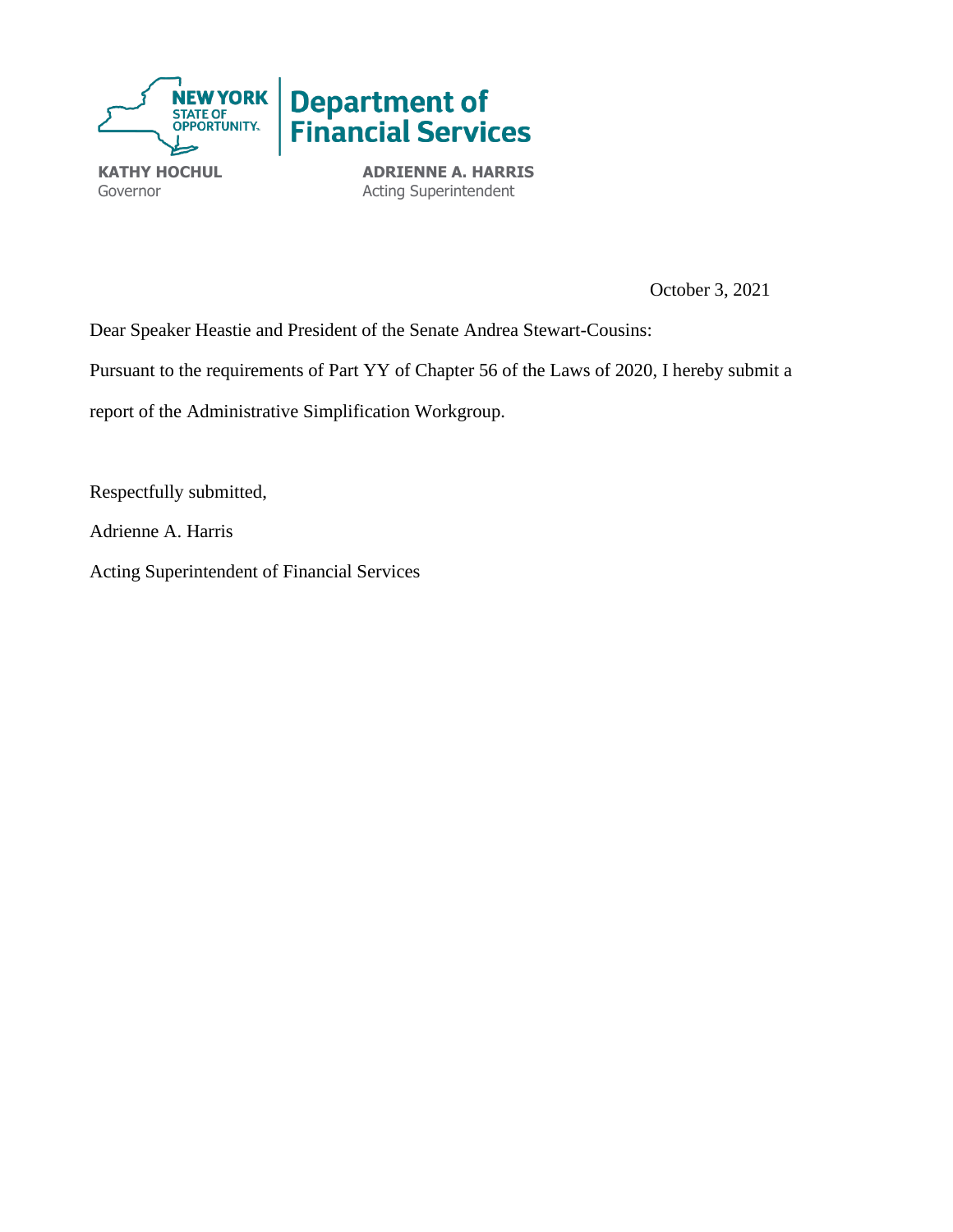**NEW YORK STATE OF OPPORTUNITY.** | **Department of Financial Services**

**KATHY HOCHUL**
Governor

**ADRIENNE A. HARRIS**
Acting Superintendent

October 3, 2021

Dear Speaker Heastie and President of the Senate Andrea Stewart-Cousins:

Pursuant to the requirements of Part YY of Chapter 56 of the Laws of 2020, I hereby submit a report of the Administrative Simplification Workgroup.

Respectfully submitted,

Adrienne A. Harris

Acting Superintendent of Financial Services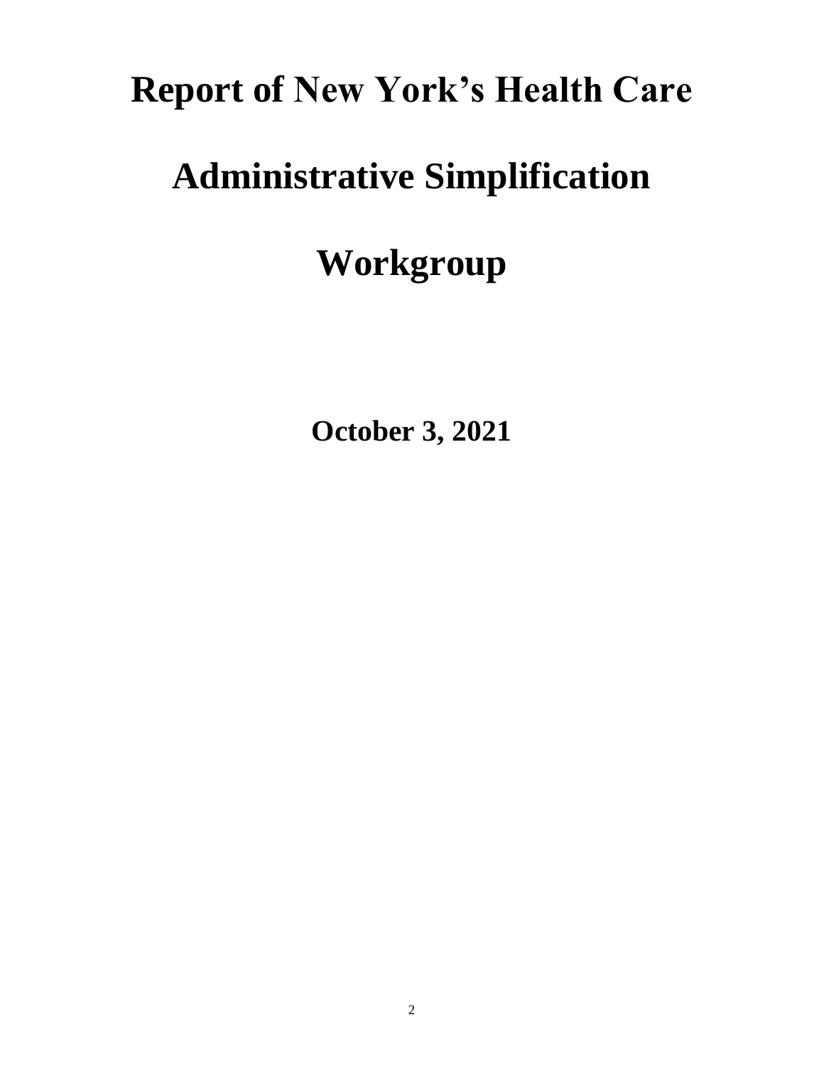# Report of New York's Health Care Administrative Simplification Workgroup

**October 3, 2021**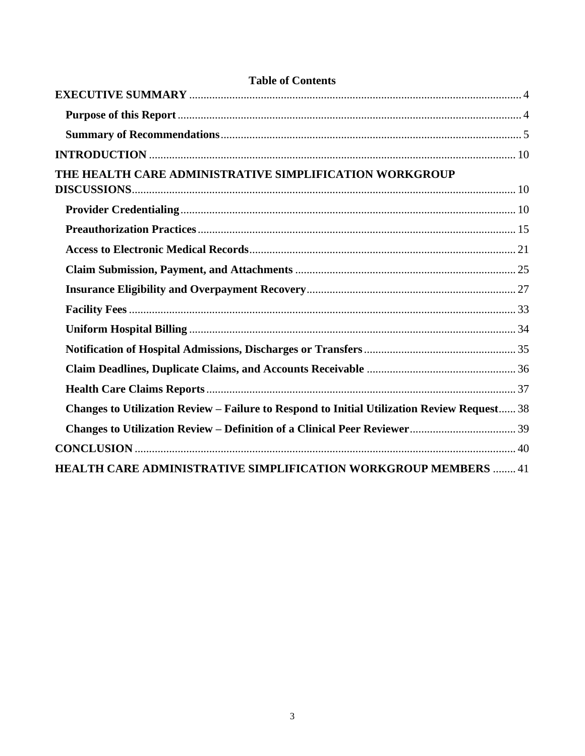# Table of Contents

**EXECUTIVE SUMMARY** .......... 4

- **Purpose of this Report** .......... 4
- **Summary of Recommendations** .......... 5

**INTRODUCTION** .......... 10

**THE HEALTH CARE ADMINISTRATIVE SIMPLIFICATION WORKGROUP DISCUSSIONS** .......... 10

- **Provider Credentialing** .......... 10
- **Preauthorization Practices** .......... 15
- **Access to Electronic Medical Records** .......... 21
- **Claim Submission, Payment, and Attachments** .......... 25
- **Insurance Eligibility and Overpayment Recovery** .......... 27
- **Facility Fees** .......... 33
- **Uniform Hospital Billing** .......... 34
- **Notification of Hospital Admissions, Discharges or Transfers** .......... 35
- **Claim Deadlines, Duplicate Claims, and Accounts Receivable** .......... 36
- **Health Care Claims Reports** .......... 37
- **Changes to Utilization Review – Failure to Respond to Initial Utilization Review Request** .......... 38
- **Changes to Utilization Review – Definition of a Clinical Peer Reviewer** .......... 39

**CONCLUSION** .......... 40

**HEALTH CARE ADMINISTRATIVE SIMPLIFICATION WORKGROUP MEMBERS** .......... 41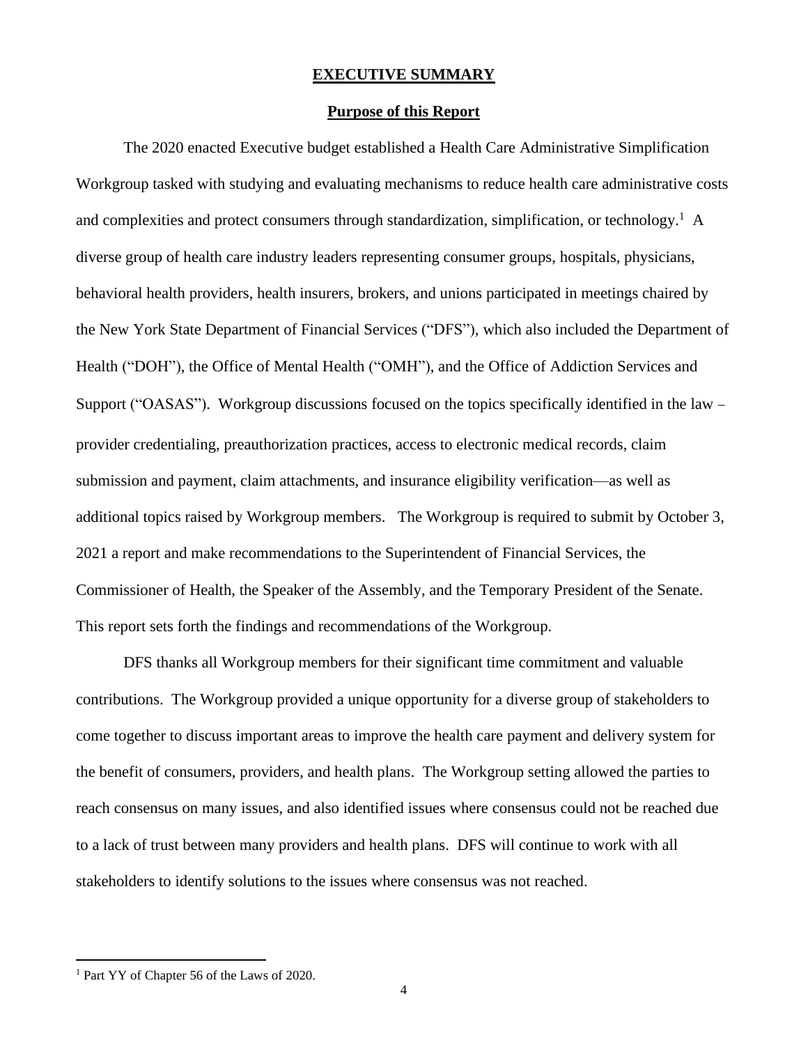# EXECUTIVE SUMMARY

## Purpose of this Report

The 2020 enacted Executive budget established a Health Care Administrative Simplification Workgroup tasked with studying and evaluating mechanisms to reduce health care administrative costs and complexities and protect consumers through standardization, simplification, or technology.[1] A diverse group of health care industry leaders representing consumer groups, hospitals, physicians, behavioral health providers, health insurers, brokers, and unions participated in meetings chaired by the New York State Department of Financial Services ("DFS"), which also included the Department of Health ("DOH"), the Office of Mental Health ("OMH"), and the Office of Addiction Services and Support ("OASAS"). Workgroup discussions focused on the topics specifically identified in the law – provider credentialing, preauthorization practices, access to electronic medical records, claim submission and payment, claim attachments, and insurance eligibility verification—as well as additional topics raised by Workgroup members. The Workgroup is required to submit by October 3, 2021 a report and make recommendations to the Superintendent of Financial Services, the Commissioner of Health, the Speaker of the Assembly, and the Temporary President of the Senate. This report sets forth the findings and recommendations of the Workgroup.

DFS thanks all Workgroup members for their significant time commitment and valuable contributions. The Workgroup provided a unique opportunity for a diverse group of stakeholders to come together to discuss important areas to improve the health care payment and delivery system for the benefit of consumers, providers, and health plans. The Workgroup setting allowed the parties to reach consensus on many issues, and also identified issues where consensus could not be reached due to a lack of trust between many providers and health plans. DFS will continue to work with all stakeholders to identify solutions to the issues where consensus was not reached.

---

[1] Part YY of Chapter 56 of the Laws of 2020.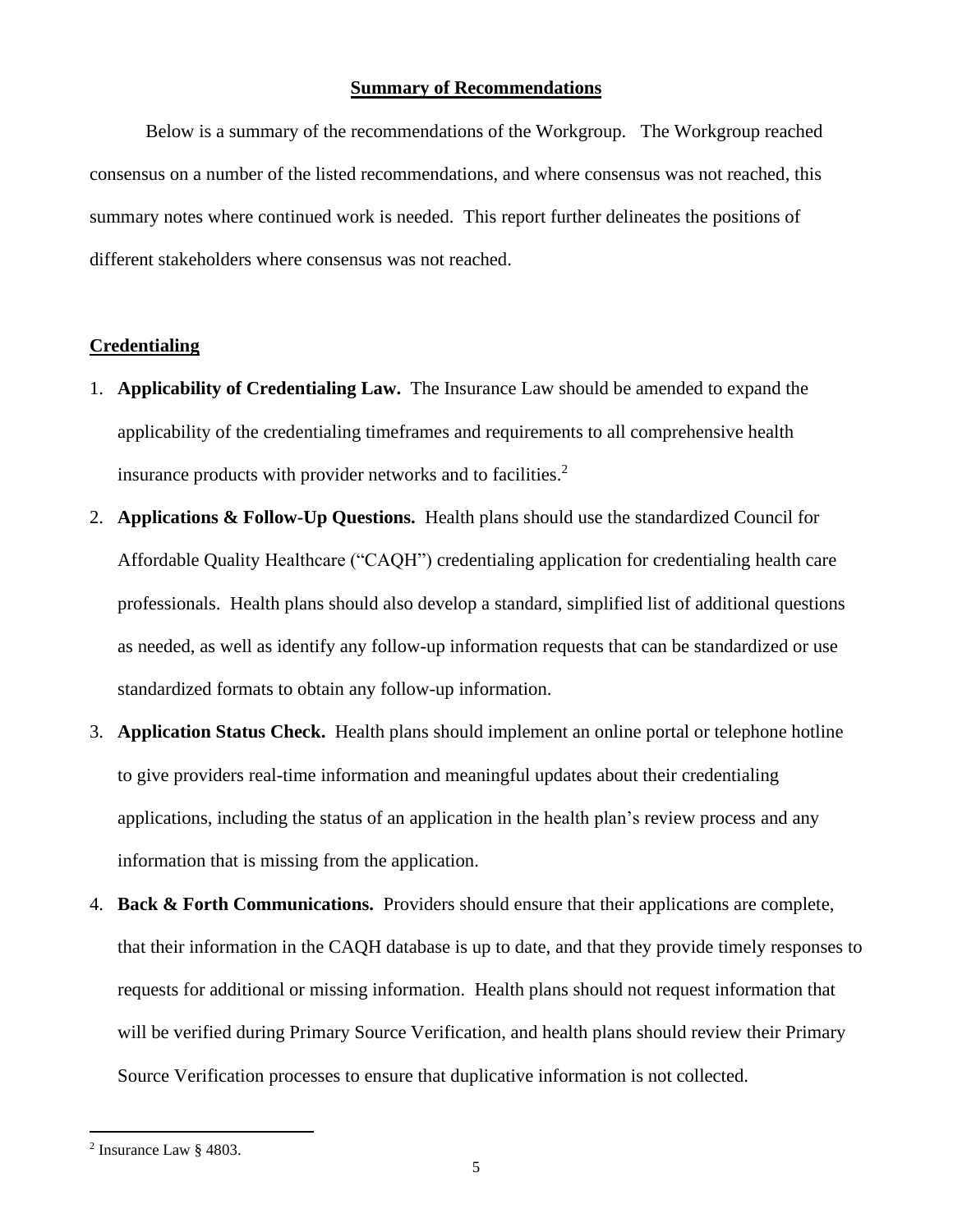## Summary of Recommendations

Below is a summary of the recommendations of the Workgroup. The Workgroup reached consensus on a number of the listed recommendations, and where consensus was not reached, this summary notes where continued work is needed. This report further delineates the positions of different stakeholders where consensus was not reached.

### Credentialing

1. **Applicability of Credentialing Law.** The Insurance Law should be amended to expand the applicability of the credentialing timeframes and requirements to all comprehensive health insurance products with provider networks and to facilities.[2]
2. **Applications & Follow-Up Questions.** Health plans should use the standardized Council for Affordable Quality Healthcare ("CAQH") credentialing application for credentialing health care professionals. Health plans should also develop a standard, simplified list of additional questions as needed, as well as identify any follow-up information requests that can be standardized or use standardized formats to obtain any follow-up information.
3. **Application Status Check.** Health plans should implement an online portal or telephone hotline to give providers real-time information and meaningful updates about their credentialing applications, including the status of an application in the health plan's review process and any information that is missing from the application.
4. **Back & Forth Communications.** Providers should ensure that their applications are complete, that their information in the CAQH database is up to date, and that they provide timely responses to requests for additional or missing information. Health plans should not request information that will be verified during Primary Source Verification, and health plans should review their Primary Source Verification processes to ensure that duplicative information is not collected.

---

[2] Insurance Law § 4803.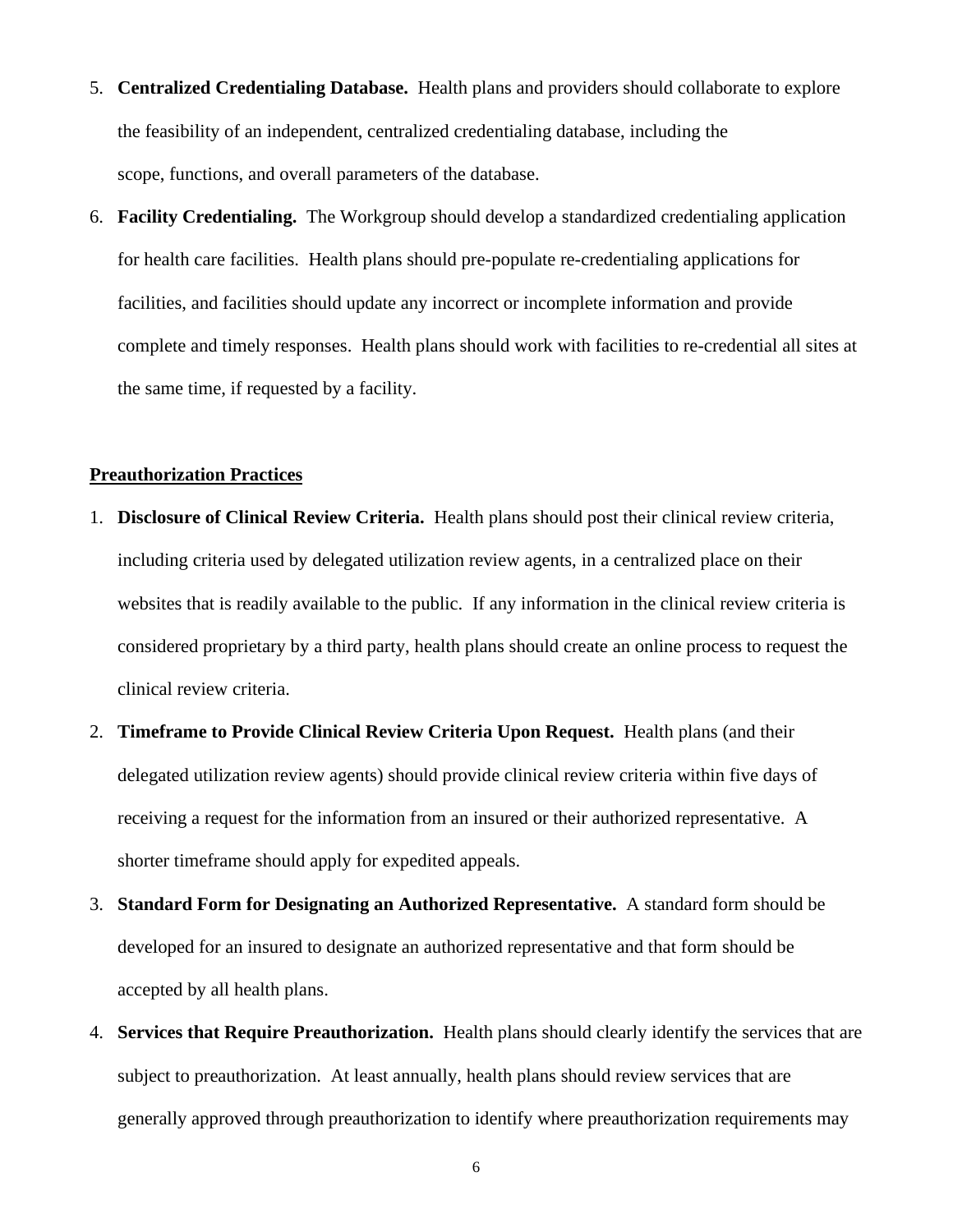5. **Centralized Credentialing Database.** Health plans and providers should collaborate to explore the feasibility of an independent, centralized credentialing database, including the scope, functions, and overall parameters of the database.
6. **Facility Credentialing.** The Workgroup should develop a standardized credentialing application for health care facilities. Health plans should pre-populate re-credentialing applications for facilities, and facilities should update any incorrect or incomplete information and provide complete and timely responses. Health plans should work with facilities to re-credential all sites at the same time, if requested by a facility.

**Preauthorization Practices**

1. **Disclosure of Clinical Review Criteria.** Health plans should post their clinical review criteria, including criteria used by delegated utilization review agents, in a centralized place on their websites that is readily available to the public. If any information in the clinical review criteria is considered proprietary by a third party, health plans should create an online process to request the clinical review criteria.
2. **Timeframe to Provide Clinical Review Criteria Upon Request.** Health plans (and their delegated utilization review agents) should provide clinical review criteria within five days of receiving a request for the information from an insured or their authorized representative. A shorter timeframe should apply for expedited appeals.
3. **Standard Form for Designating an Authorized Representative.** A standard form should be developed for an insured to designate an authorized representative and that form should be accepted by all health plans.
4. **Services that Require Preauthorization.** Health plans should clearly identify the services that are subject to preauthorization. At least annually, health plans should review services that are generally approved through preauthorization to identify where preauthorization requirements may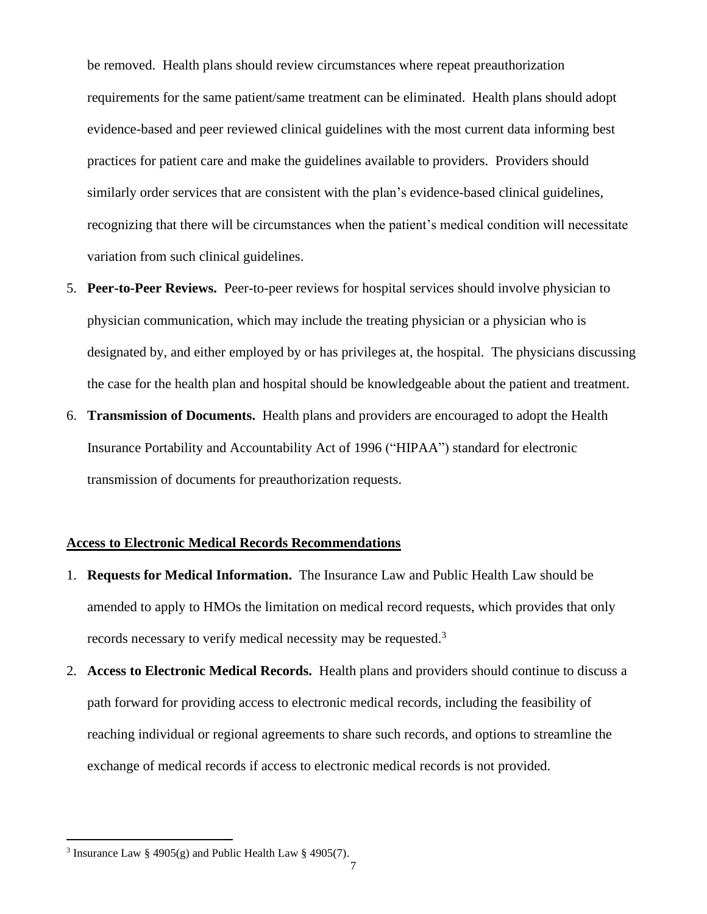be removed. Health plans should review circumstances where repeat preauthorization requirements for the same patient/same treatment can be eliminated. Health plans should adopt evidence-based and peer reviewed clinical guidelines with the most current data informing best practices for patient care and make the guidelines available to providers. Providers should similarly order services that are consistent with the plan's evidence-based clinical guidelines, recognizing that there will be circumstances when the patient's medical condition will necessitate variation from such clinical guidelines.

5. **Peer-to-Peer Reviews.** Peer-to-peer reviews for hospital services should involve physician to physician communication, which may include the treating physician or a physician who is designated by, and either employed by or has privileges at, the hospital. The physicians discussing the case for the health plan and hospital should be knowledgeable about the patient and treatment.
6. **Transmission of Documents.** Health plans and providers are encouraged to adopt the Health Insurance Portability and Accountability Act of 1996 ("HIPAA") standard for electronic transmission of documents for preauthorization requests.

**<u>Access to Electronic Medical Records Recommendations</u>**

1. **Requests for Medical Information.** The Insurance Law and Public Health Law should be amended to apply to HMOs the limitation on medical record requests, which provides that only records necessary to verify medical necessity may be requested.[3]
2. **Access to Electronic Medical Records.** Health plans and providers should continue to discuss a path forward for providing access to electronic medical records, including the feasibility of reaching individual or regional agreements to share such records, and options to streamline the exchange of medical records if access to electronic medical records is not provided.

---

[3] Insurance Law § 4905(g) and Public Health Law § 4905(7).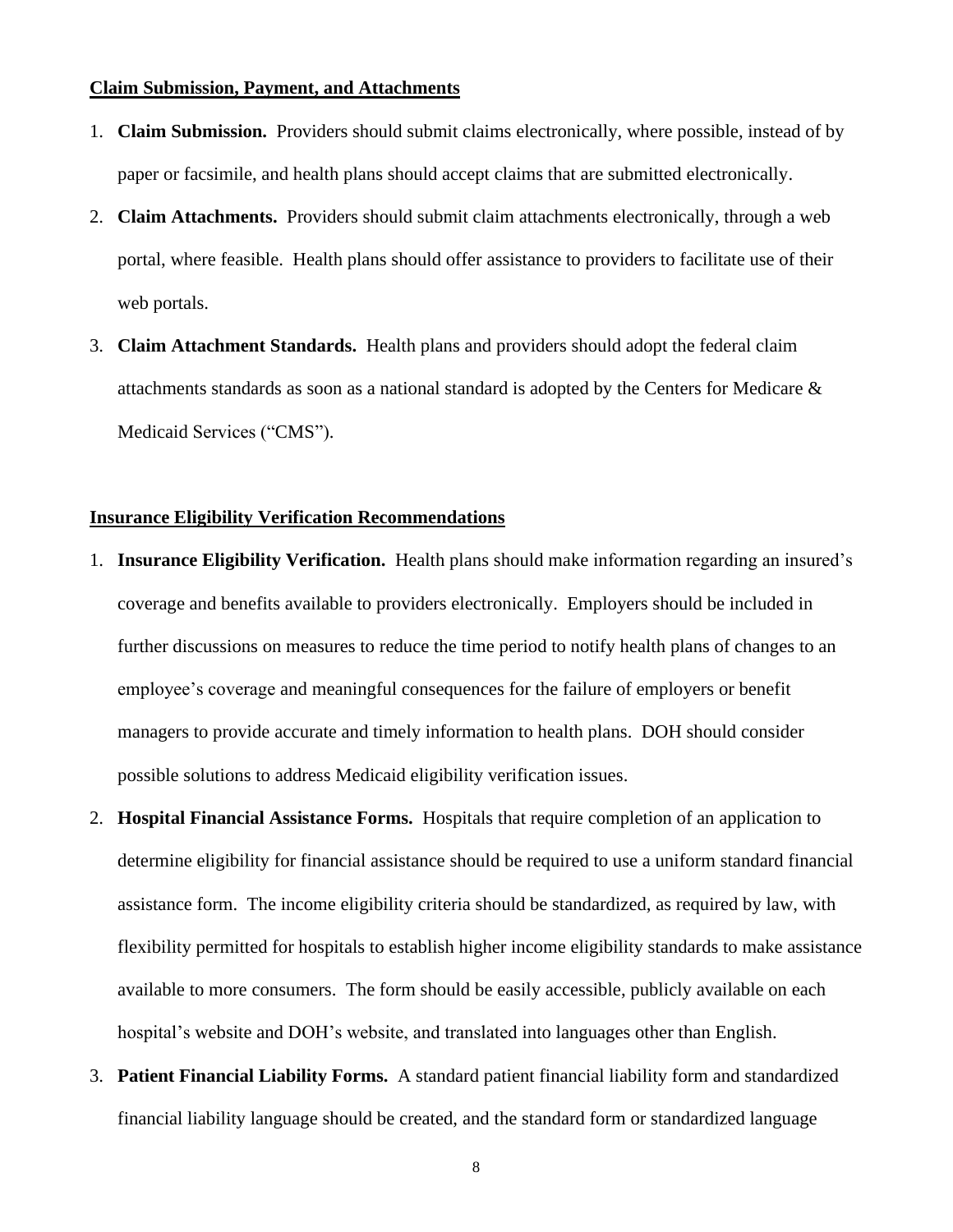**Claim Submission, Payment, and Attachments**

1. **Claim Submission.** Providers should submit claims electronically, where possible, instead of by paper or facsimile, and health plans should accept claims that are submitted electronically.
2. **Claim Attachments.** Providers should submit claim attachments electronically, through a web portal, where feasible. Health plans should offer assistance to providers to facilitate use of their web portals.
3. **Claim Attachment Standards.** Health plans and providers should adopt the federal claim attachments standards as soon as a national standard is adopted by the Centers for Medicare & Medicaid Services ("CMS").

**Insurance Eligibility Verification Recommendations**

1. **Insurance Eligibility Verification.** Health plans should make information regarding an insured's coverage and benefits available to providers electronically. Employers should be included in further discussions on measures to reduce the time period to notify health plans of changes to an employee's coverage and meaningful consequences for the failure of employers or benefit managers to provide accurate and timely information to health plans. DOH should consider possible solutions to address Medicaid eligibility verification issues.
2. **Hospital Financial Assistance Forms.** Hospitals that require completion of an application to determine eligibility for financial assistance should be required to use a uniform standard financial assistance form. The income eligibility criteria should be standardized, as required by law, with flexibility permitted for hospitals to establish higher income eligibility standards to make assistance available to more consumers. The form should be easily accessible, publicly available on each hospital's website and DOH's website, and translated into languages other than English.
3. **Patient Financial Liability Forms.** A standard patient financial liability form and standardized financial liability language should be created, and the standard form or standardized language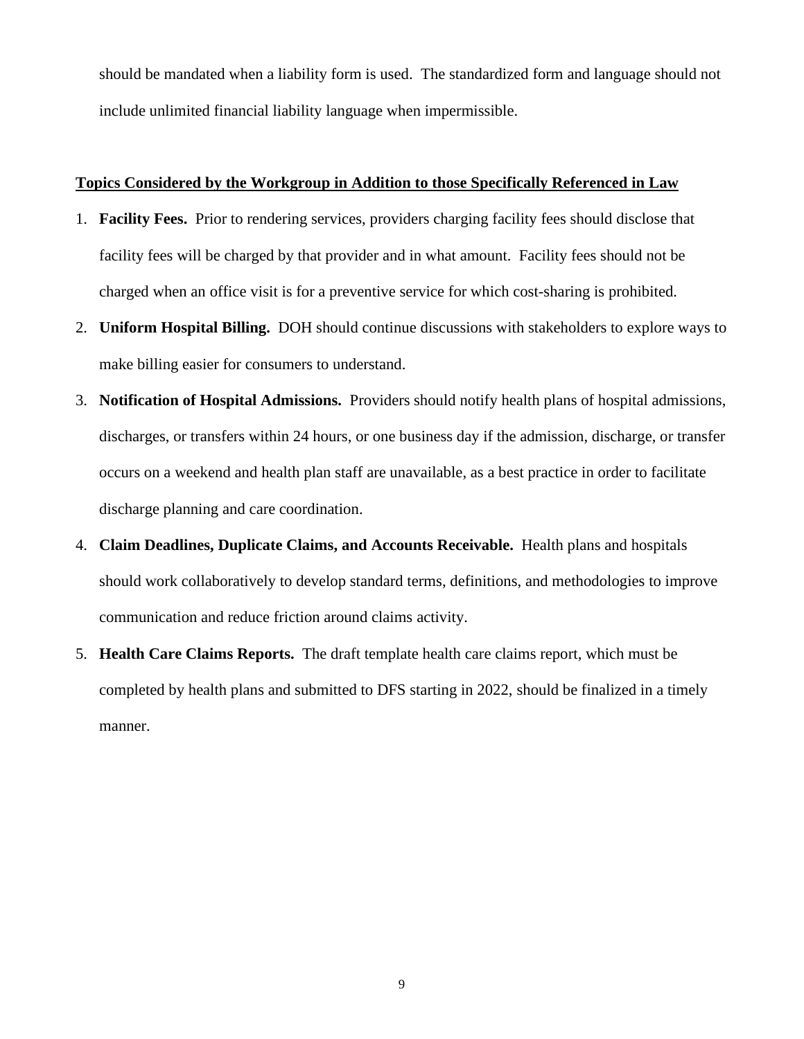should be mandated when a liability form is used. The standardized form and language should not include unlimited financial liability language when impermissible.

**Topics Considered by the Workgroup in Addition to those Specifically Referenced in Law**

1. **Facility Fees.** Prior to rendering services, providers charging facility fees should disclose that facility fees will be charged by that provider and in what amount. Facility fees should not be charged when an office visit is for a preventive service for which cost-sharing is prohibited.
2. **Uniform Hospital Billing.** DOH should continue discussions with stakeholders to explore ways to make billing easier for consumers to understand.
3. **Notification of Hospital Admissions.** Providers should notify health plans of hospital admissions, discharges, or transfers within 24 hours, or one business day if the admission, discharge, or transfer occurs on a weekend and health plan staff are unavailable, as a best practice in order to facilitate discharge planning and care coordination.
4. **Claim Deadlines, Duplicate Claims, and Accounts Receivable.** Health plans and hospitals should work collaboratively to develop standard terms, definitions, and methodologies to improve communication and reduce friction around claims activity.
5. **Health Care Claims Reports.** The draft template health care claims report, which must be completed by health plans and submitted to DFS starting in 2022, should be finalized in a timely manner.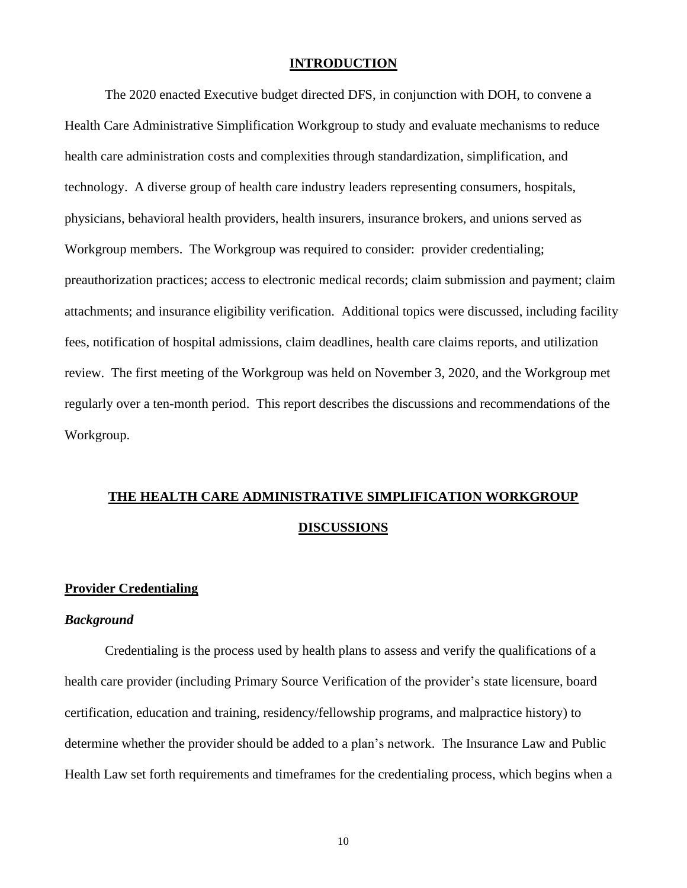## INTRODUCTION

The 2020 enacted Executive budget directed DFS, in conjunction with DOH, to convene a Health Care Administrative Simplification Workgroup to study and evaluate mechanisms to reduce health care administration costs and complexities through standardization, simplification, and technology. A diverse group of health care industry leaders representing consumers, hospitals, physicians, behavioral health providers, health insurers, insurance brokers, and unions served as Workgroup members. The Workgroup was required to consider: provider credentialing; preauthorization practices; access to electronic medical records; claim submission and payment; claim attachments; and insurance eligibility verification. Additional topics were discussed, including facility fees, notification of hospital admissions, claim deadlines, health care claims reports, and utilization review. The first meeting of the Workgroup was held on November 3, 2020, and the Workgroup met regularly over a ten-month period. This report describes the discussions and recommendations of the Workgroup.

## THE HEALTH CARE ADMINISTRATIVE SIMPLIFICATION WORKGROUP DISCUSSIONS

### Provider Credentialing

#### *Background*

Credentialing is the process used by health plans to assess and verify the qualifications of a health care provider (including Primary Source Verification of the provider's state licensure, board certification, education and training, residency/fellowship programs, and malpractice history) to determine whether the provider should be added to a plan's network. The Insurance Law and Public Health Law set forth requirements and timeframes for the credentialing process, which begins when a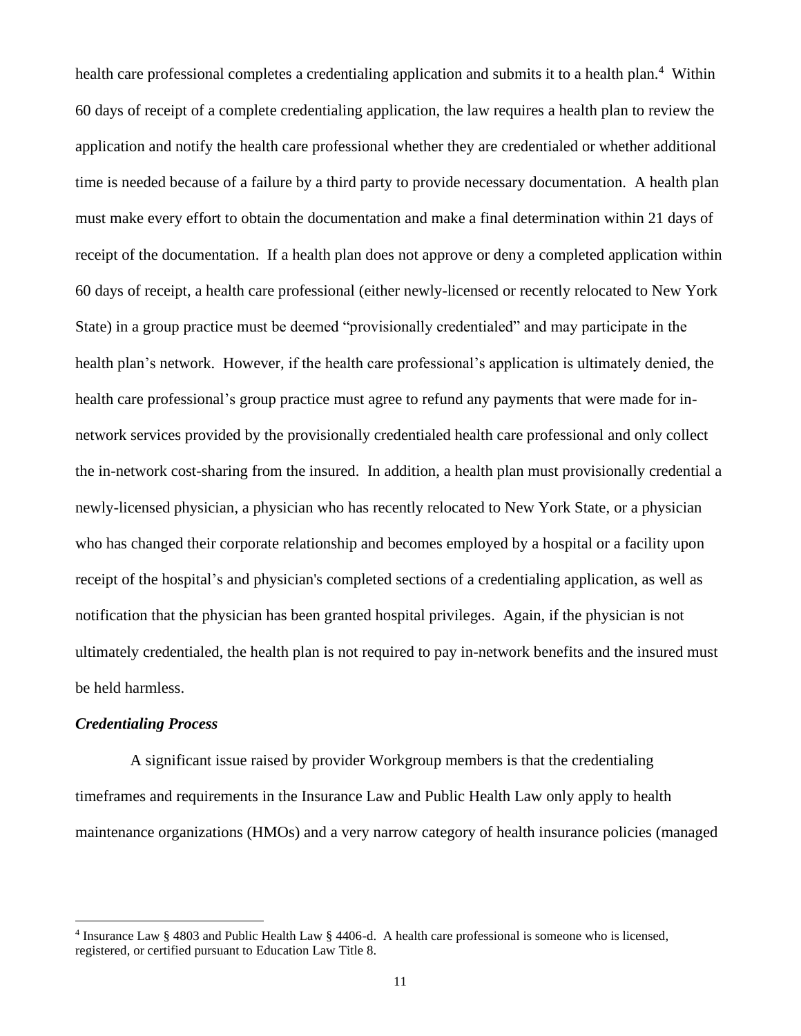health care professional completes a credentialing application and submits it to a health plan.[4] Within 60 days of receipt of a complete credentialing application, the law requires a health plan to review the application and notify the health care professional whether they are credentialed or whether additional time is needed because of a failure by a third party to provide necessary documentation. A health plan must make every effort to obtain the documentation and make a final determination within 21 days of receipt of the documentation. If a health plan does not approve or deny a completed application within 60 days of receipt, a health care professional (either newly-licensed or recently relocated to New York State) in a group practice must be deemed "provisionally credentialed" and may participate in the health plan's network. However, if the health care professional's application is ultimately denied, the health care professional's group practice must agree to refund any payments that were made for in-network services provided by the provisionally credentialed health care professional and only collect the in-network cost-sharing from the insured. In addition, a health plan must provisionally credential a newly-licensed physician, a physician who has recently relocated to New York State, or a physician who has changed their corporate relationship and becomes employed by a hospital or a facility upon receipt of the hospital's and physician's completed sections of a credentialing application, as well as notification that the physician has been granted hospital privileges. Again, if the physician is not ultimately credentialed, the health plan is not required to pay in-network benefits and the insured must be held harmless.

***Credentialing Process***

A significant issue raised by provider Workgroup members is that the credentialing timeframes and requirements in the Insurance Law and Public Health Law only apply to health maintenance organizations (HMOs) and a very narrow category of health insurance policies (managed

---

[4] Insurance Law § 4803 and Public Health Law § 4406-d. A health care professional is someone who is licensed, registered, or certified pursuant to Education Law Title 8.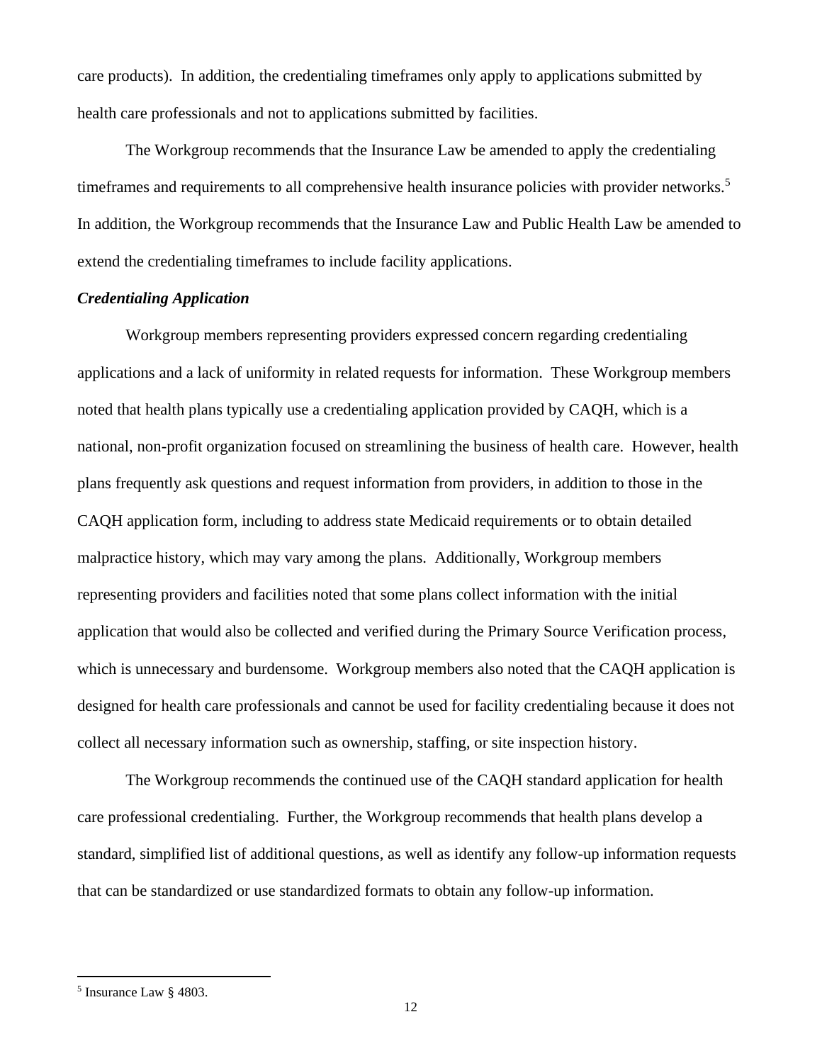care products). In addition, the credentialing timeframes only apply to applications submitted by health care professionals and not to applications submitted by facilities.

The Workgroup recommends that the Insurance Law be amended to apply the credentialing timeframes and requirements to all comprehensive health insurance policies with provider networks.[5] In addition, the Workgroup recommends that the Insurance Law and Public Health Law be amended to extend the credentialing timeframes to include facility applications.

***Credentialing Application***

Workgroup members representing providers expressed concern regarding credentialing applications and a lack of uniformity in related requests for information. These Workgroup members noted that health plans typically use a credentialing application provided by CAQH, which is a national, non-profit organization focused on streamlining the business of health care. However, health plans frequently ask questions and request information from providers, in addition to those in the CAQH application form, including to address state Medicaid requirements or to obtain detailed malpractice history, which may vary among the plans. Additionally, Workgroup members representing providers and facilities noted that some plans collect information with the initial application that would also be collected and verified during the Primary Source Verification process, which is unnecessary and burdensome. Workgroup members also noted that the CAQH application is designed for health care professionals and cannot be used for facility credentialing because it does not collect all necessary information such as ownership, staffing, or site inspection history.

The Workgroup recommends the continued use of the CAQH standard application for health care professional credentialing. Further, the Workgroup recommends that health plans develop a standard, simplified list of additional questions, as well as identify any follow-up information requests that can be standardized or use standardized formats to obtain any follow-up information.

---

[5] Insurance Law § 4803.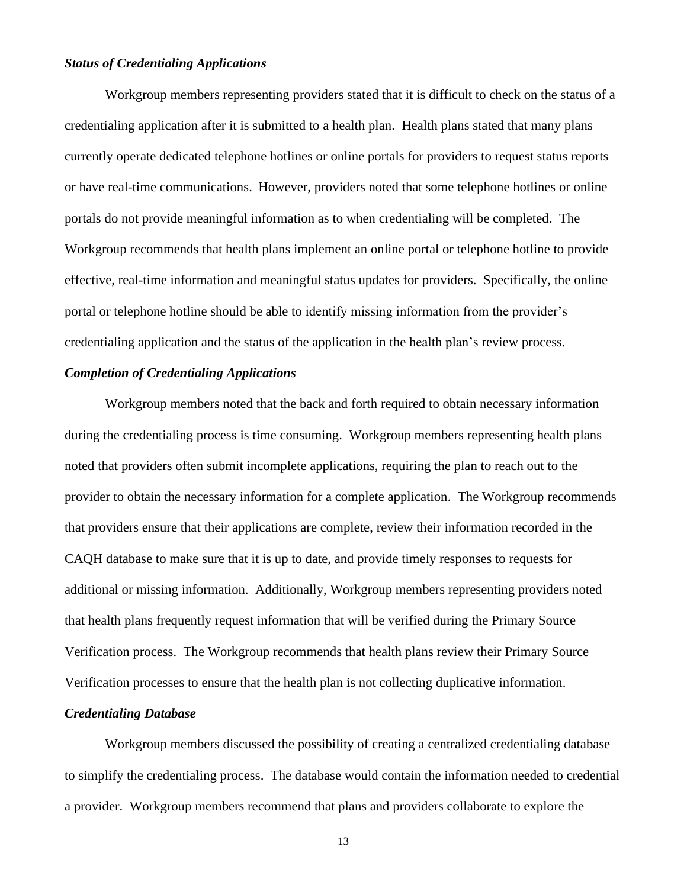***Status of Credentialing Applications***

Workgroup members representing providers stated that it is difficult to check on the status of a credentialing application after it is submitted to a health plan. Health plans stated that many plans currently operate dedicated telephone hotlines or online portals for providers to request status reports or have real-time communications. However, providers noted that some telephone hotlines or online portals do not provide meaningful information as to when credentialing will be completed. The Workgroup recommends that health plans implement an online portal or telephone hotline to provide effective, real-time information and meaningful status updates for providers. Specifically, the online portal or telephone hotline should be able to identify missing information from the provider's credentialing application and the status of the application in the health plan's review process.

***Completion of Credentialing Applications***

Workgroup members noted that the back and forth required to obtain necessary information during the credentialing process is time consuming. Workgroup members representing health plans noted that providers often submit incomplete applications, requiring the plan to reach out to the provider to obtain the necessary information for a complete application. The Workgroup recommends that providers ensure that their applications are complete, review their information recorded in the CAQH database to make sure that it is up to date, and provide timely responses to requests for additional or missing information. Additionally, Workgroup members representing providers noted that health plans frequently request information that will be verified during the Primary Source Verification process. The Workgroup recommends that health plans review their Primary Source Verification processes to ensure that the health plan is not collecting duplicative information.

***Credentialing Database***

Workgroup members discussed the possibility of creating a centralized credentialing database to simplify the credentialing process. The database would contain the information needed to credential a provider. Workgroup members recommend that plans and providers collaborate to explore the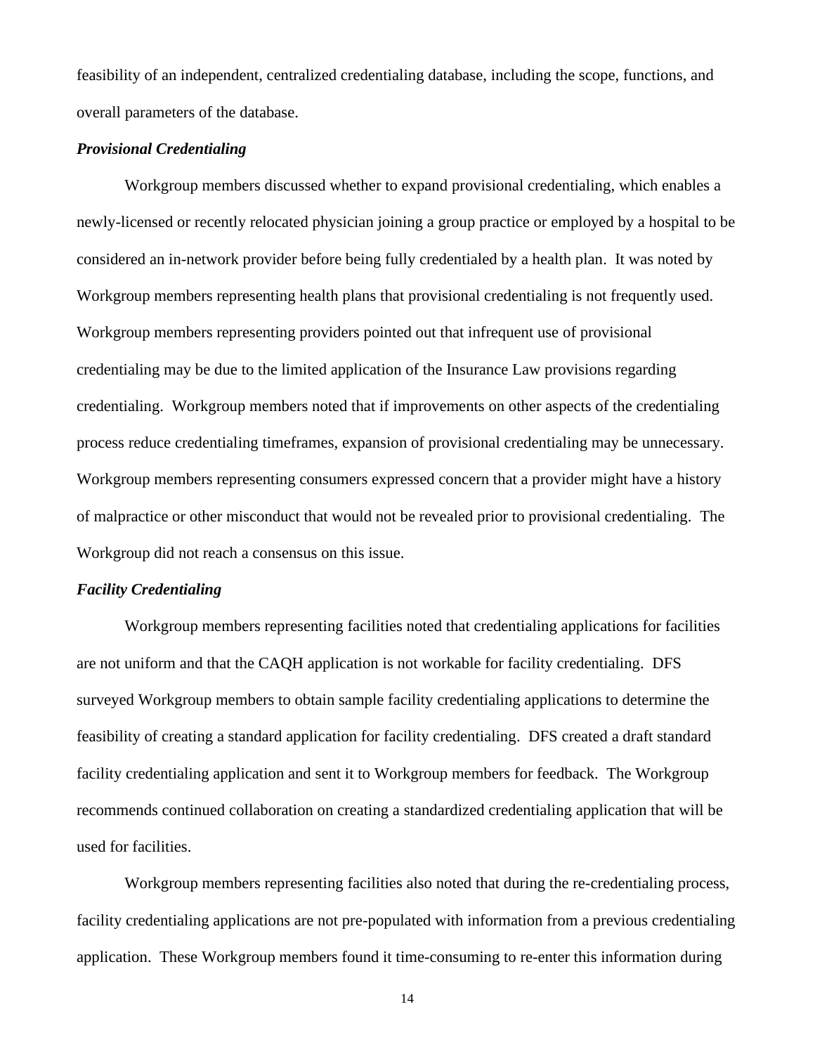feasibility of an independent, centralized credentialing database, including the scope, functions, and overall parameters of the database.

***Provisional Credentialing***

Workgroup members discussed whether to expand provisional credentialing, which enables a newly-licensed or recently relocated physician joining a group practice or employed by a hospital to be considered an in-network provider before being fully credentialed by a health plan. It was noted by Workgroup members representing health plans that provisional credentialing is not frequently used. Workgroup members representing providers pointed out that infrequent use of provisional credentialing may be due to the limited application of the Insurance Law provisions regarding credentialing. Workgroup members noted that if improvements on other aspects of the credentialing process reduce credentialing timeframes, expansion of provisional credentialing may be unnecessary. Workgroup members representing consumers expressed concern that a provider might have a history of malpractice or other misconduct that would not be revealed prior to provisional credentialing. The Workgroup did not reach a consensus on this issue.

***Facility Credentialing***

Workgroup members representing facilities noted that credentialing applications for facilities are not uniform and that the CAQH application is not workable for facility credentialing. DFS surveyed Workgroup members to obtain sample facility credentialing applications to determine the feasibility of creating a standard application for facility credentialing. DFS created a draft standard facility credentialing application and sent it to Workgroup members for feedback. The Workgroup recommends continued collaboration on creating a standardized credentialing application that will be used for facilities.

Workgroup members representing facilities also noted that during the re-credentialing process, facility credentialing applications are not pre-populated with information from a previous credentialing application. These Workgroup members found it time-consuming to re-enter this information during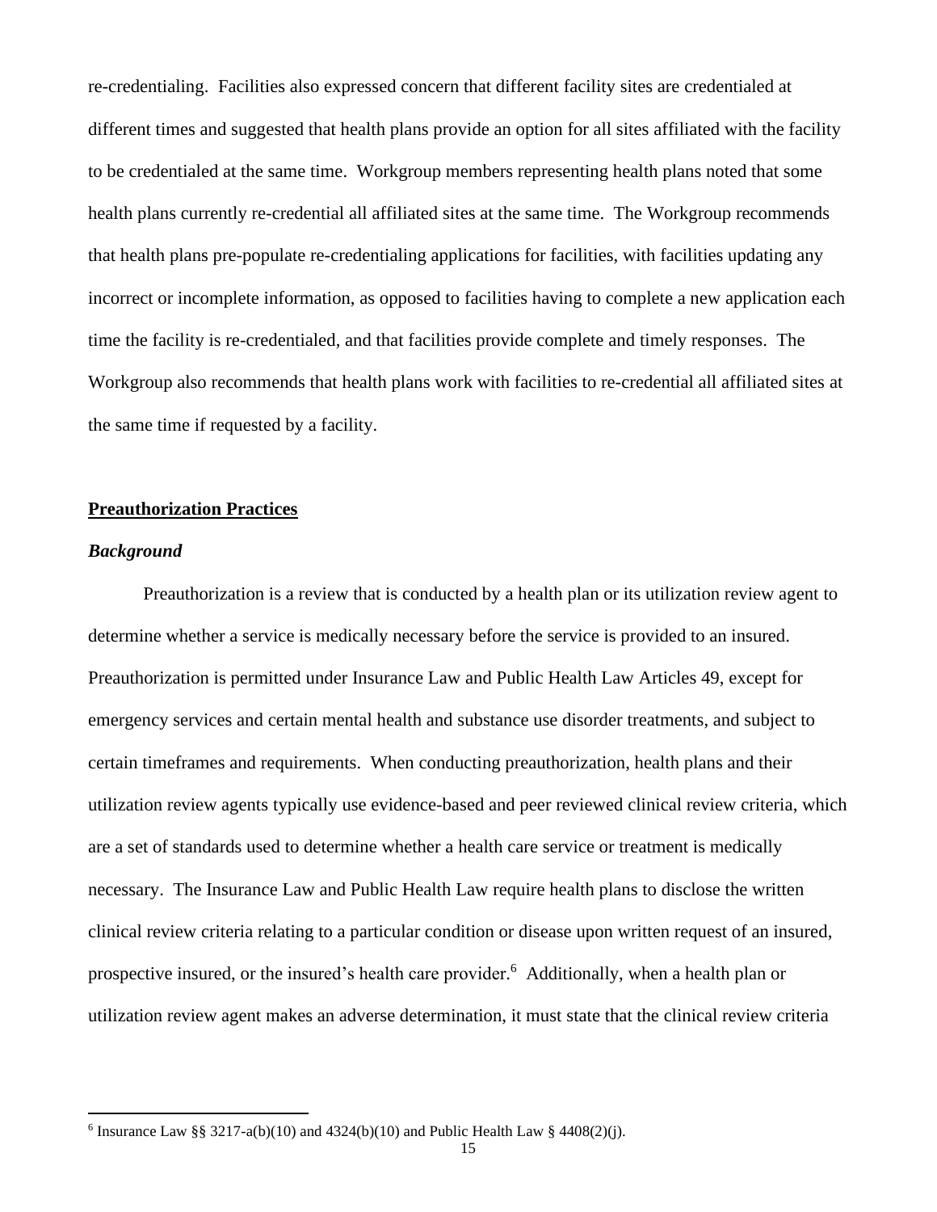re-credentialing. Facilities also expressed concern that different facility sites are credentialed at different times and suggested that health plans provide an option for all sites affiliated with the facility to be credentialed at the same time. Workgroup members representing health plans noted that some health plans currently re-credential all affiliated sites at the same time. The Workgroup recommends that health plans pre-populate re-credentialing applications for facilities, with facilities updating any incorrect or incomplete information, as opposed to facilities having to complete a new application each time the facility is re-credentialed, and that facilities provide complete and timely responses. The Workgroup also recommends that health plans work with facilities to re-credential all affiliated sites at the same time if requested by a facility.

**Preauthorization Practices**

***Background***

Preauthorization is a review that is conducted by a health plan or its utilization review agent to determine whether a service is medically necessary before the service is provided to an insured. Preauthorization is permitted under Insurance Law and Public Health Law Articles 49, except for emergency services and certain mental health and substance use disorder treatments, and subject to certain timeframes and requirements. When conducting preauthorization, health plans and their utilization review agents typically use evidence-based and peer reviewed clinical review criteria, which are a set of standards used to determine whether a health care service or treatment is medically necessary. The Insurance Law and Public Health Law require health plans to disclose the written clinical review criteria relating to a particular condition or disease upon written request of an insured, prospective insured, or the insured's health care provider.[6] Additionally, when a health plan or utilization review agent makes an adverse determination, it must state that the clinical review criteria

[6] Insurance Law §§ 3217-a(b)(10) and 4324(b)(10) and Public Health Law § 4408(2)(j).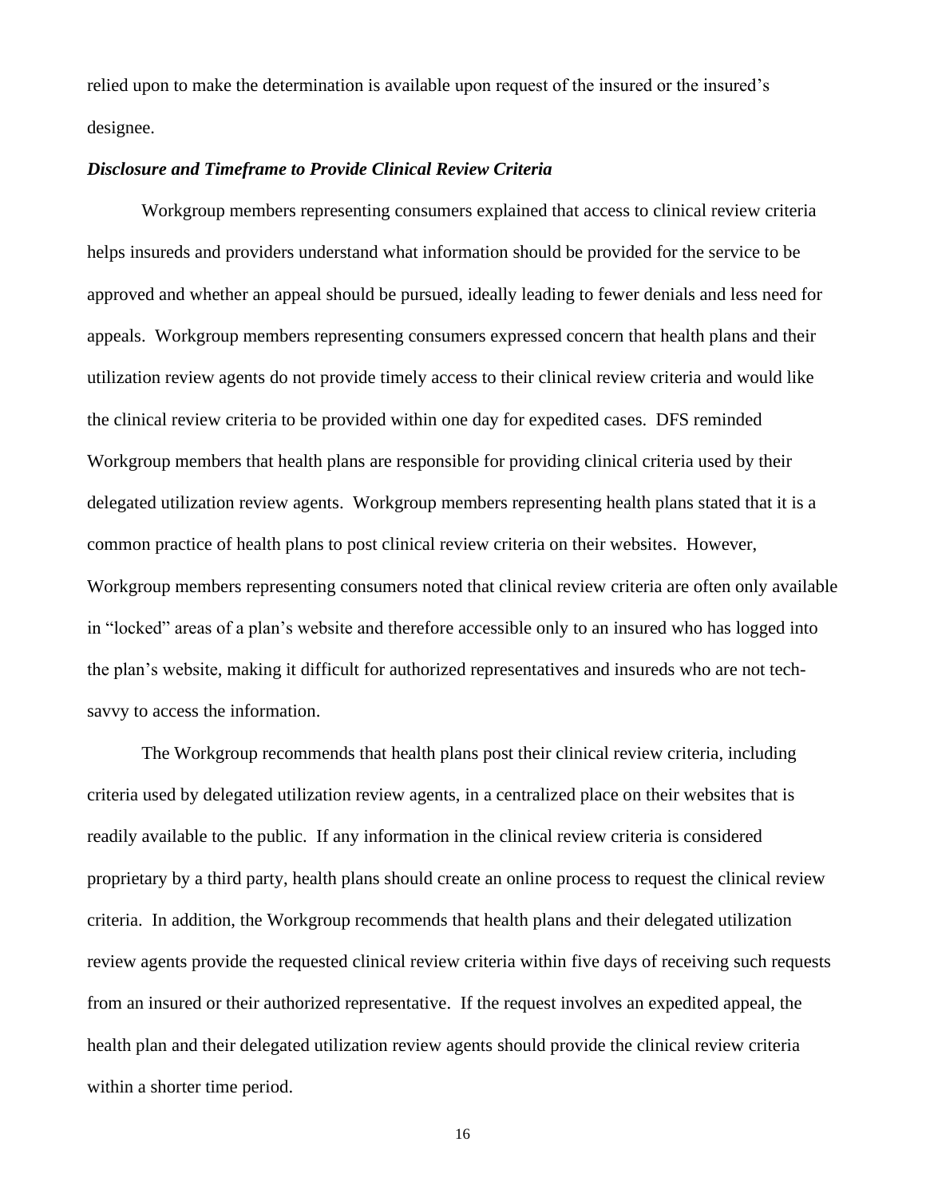relied upon to make the determination is available upon request of the insured or the insured's designee.

***Disclosure and Timeframe to Provide Clinical Review Criteria***

Workgroup members representing consumers explained that access to clinical review criteria helps insureds and providers understand what information should be provided for the service to be approved and whether an appeal should be pursued, ideally leading to fewer denials and less need for appeals. Workgroup members representing consumers expressed concern that health plans and their utilization review agents do not provide timely access to their clinical review criteria and would like the clinical review criteria to be provided within one day for expedited cases. DFS reminded Workgroup members that health plans are responsible for providing clinical criteria used by their delegated utilization review agents. Workgroup members representing health plans stated that it is a common practice of health plans to post clinical review criteria on their websites. However, Workgroup members representing consumers noted that clinical review criteria are often only available in "locked" areas of a plan's website and therefore accessible only to an insured who has logged into the plan's website, making it difficult for authorized representatives and insureds who are not tech-savvy to access the information.

The Workgroup recommends that health plans post their clinical review criteria, including criteria used by delegated utilization review agents, in a centralized place on their websites that is readily available to the public. If any information in the clinical review criteria is considered proprietary by a third party, health plans should create an online process to request the clinical review criteria. In addition, the Workgroup recommends that health plans and their delegated utilization review agents provide the requested clinical review criteria within five days of receiving such requests from an insured or their authorized representative. If the request involves an expedited appeal, the health plan and their delegated utilization review agents should provide the clinical review criteria within a shorter time period.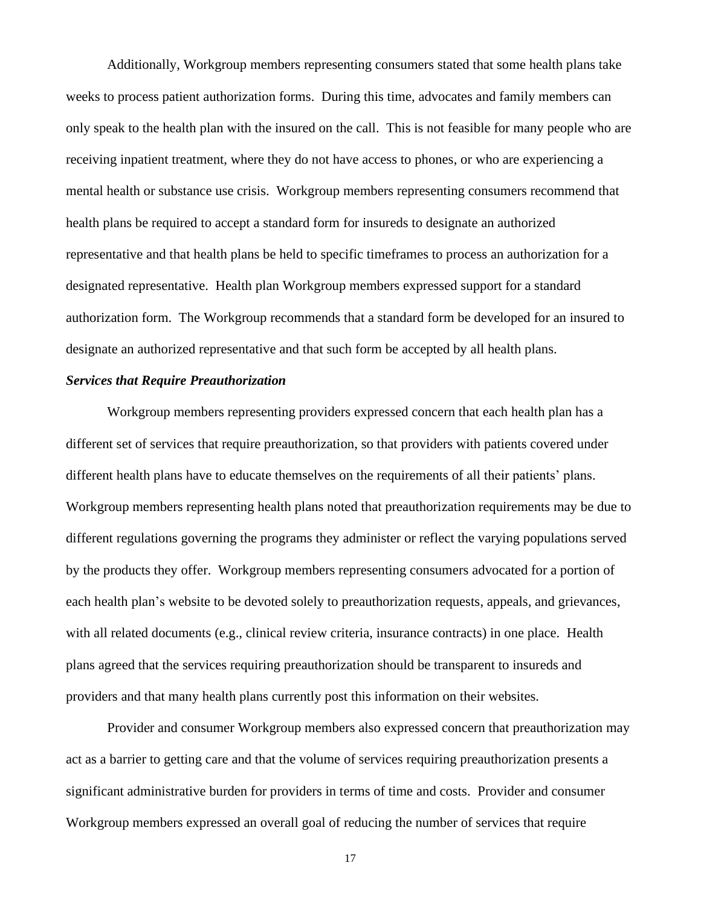Additionally, Workgroup members representing consumers stated that some health plans take weeks to process patient authorization forms. During this time, advocates and family members can only speak to the health plan with the insured on the call. This is not feasible for many people who are receiving inpatient treatment, where they do not have access to phones, or who are experiencing a mental health or substance use crisis. Workgroup members representing consumers recommend that health plans be required to accept a standard form for insureds to designate an authorized representative and that health plans be held to specific timeframes to process an authorization for a designated representative. Health plan Workgroup members expressed support for a standard authorization form. The Workgroup recommends that a standard form be developed for an insured to designate an authorized representative and that such form be accepted by all health plans.

***Services that Require Preauthorization***

Workgroup members representing providers expressed concern that each health plan has a different set of services that require preauthorization, so that providers with patients covered under different health plans have to educate themselves on the requirements of all their patients' plans. Workgroup members representing health plans noted that preauthorization requirements may be due to different regulations governing the programs they administer or reflect the varying populations served by the products they offer. Workgroup members representing consumers advocated for a portion of each health plan's website to be devoted solely to preauthorization requests, appeals, and grievances, with all related documents (e.g., clinical review criteria, insurance contracts) in one place. Health plans agreed that the services requiring preauthorization should be transparent to insureds and providers and that many health plans currently post this information on their websites.

Provider and consumer Workgroup members also expressed concern that preauthorization may act as a barrier to getting care and that the volume of services requiring preauthorization presents a significant administrative burden for providers in terms of time and costs. Provider and consumer Workgroup members expressed an overall goal of reducing the number of services that require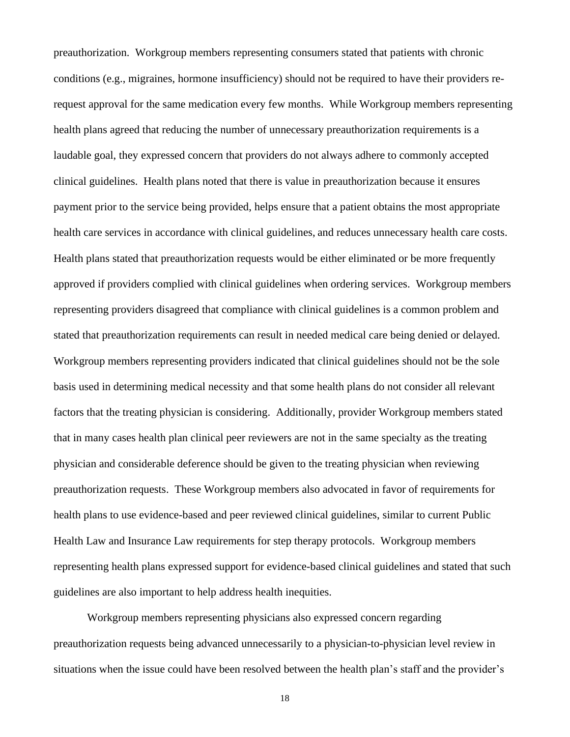preauthorization. Workgroup members representing consumers stated that patients with chronic conditions (e.g., migraines, hormone insufficiency) should not be required to have their providers re-request approval for the same medication every few months. While Workgroup members representing health plans agreed that reducing the number of unnecessary preauthorization requirements is a laudable goal, they expressed concern that providers do not always adhere to commonly accepted clinical guidelines. Health plans noted that there is value in preauthorization because it ensures payment prior to the service being provided, helps ensure that a patient obtains the most appropriate health care services in accordance with clinical guidelines, and reduces unnecessary health care costs. Health plans stated that preauthorization requests would be either eliminated or be more frequently approved if providers complied with clinical guidelines when ordering services. Workgroup members representing providers disagreed that compliance with clinical guidelines is a common problem and stated that preauthorization requirements can result in needed medical care being denied or delayed. Workgroup members representing providers indicated that clinical guidelines should not be the sole basis used in determining medical necessity and that some health plans do not consider all relevant factors that the treating physician is considering. Additionally, provider Workgroup members stated that in many cases health plan clinical peer reviewers are not in the same specialty as the treating physician and considerable deference should be given to the treating physician when reviewing preauthorization requests. These Workgroup members also advocated in favor of requirements for health plans to use evidence-based and peer reviewed clinical guidelines, similar to current Public Health Law and Insurance Law requirements for step therapy protocols. Workgroup members representing health plans expressed support for evidence-based clinical guidelines and stated that such guidelines are also important to help address health inequities.

Workgroup members representing physicians also expressed concern regarding preauthorization requests being advanced unnecessarily to a physician-to-physician level review in situations when the issue could have been resolved between the health plan's staff and the provider's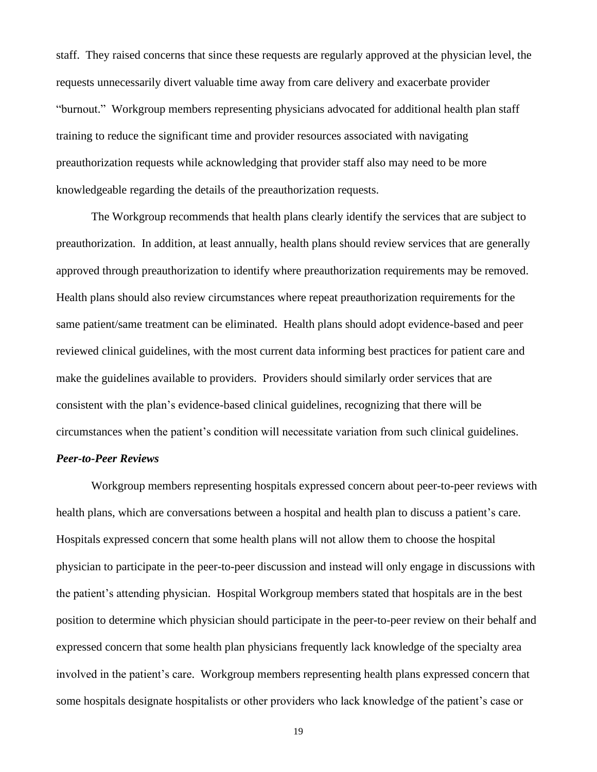staff. They raised concerns that since these requests are regularly approved at the physician level, the requests unnecessarily divert valuable time away from care delivery and exacerbate provider "burnout." Workgroup members representing physicians advocated for additional health plan staff training to reduce the significant time and provider resources associated with navigating preauthorization requests while acknowledging that provider staff also may need to be more knowledgeable regarding the details of the preauthorization requests.

The Workgroup recommends that health plans clearly identify the services that are subject to preauthorization. In addition, at least annually, health plans should review services that are generally approved through preauthorization to identify where preauthorization requirements may be removed. Health plans should also review circumstances where repeat preauthorization requirements for the same patient/same treatment can be eliminated. Health plans should adopt evidence-based and peer reviewed clinical guidelines, with the most current data informing best practices for patient care and make the guidelines available to providers. Providers should similarly order services that are consistent with the plan's evidence-based clinical guidelines, recognizing that there will be circumstances when the patient's condition will necessitate variation from such clinical guidelines.

***Peer-to-Peer Reviews***

Workgroup members representing hospitals expressed concern about peer-to-peer reviews with health plans, which are conversations between a hospital and health plan to discuss a patient's care. Hospitals expressed concern that some health plans will not allow them to choose the hospital physician to participate in the peer-to-peer discussion and instead will only engage in discussions with the patient's attending physician. Hospital Workgroup members stated that hospitals are in the best position to determine which physician should participate in the peer-to-peer review on their behalf and expressed concern that some health plan physicians frequently lack knowledge of the specialty area involved in the patient's care. Workgroup members representing health plans expressed concern that some hospitals designate hospitalists or other providers who lack knowledge of the patient's case or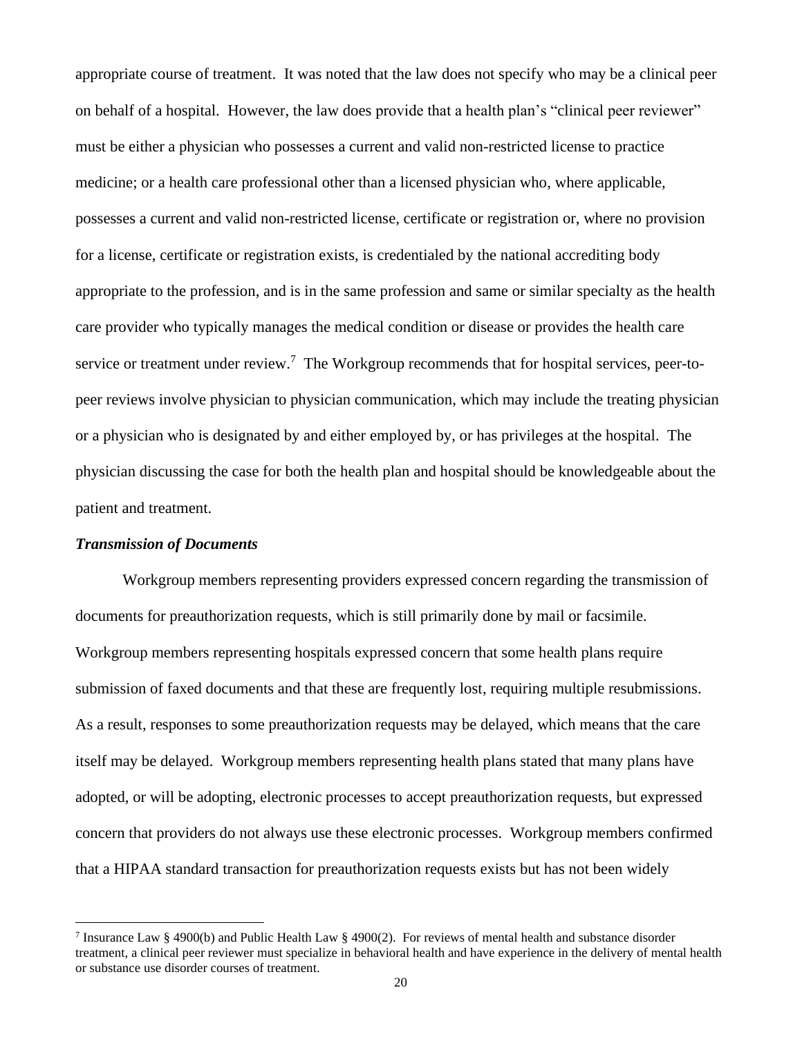appropriate course of treatment. It was noted that the law does not specify who may be a clinical peer on behalf of a hospital. However, the law does provide that a health plan's "clinical peer reviewer" must be either a physician who possesses a current and valid non-restricted license to practice medicine; or a health care professional other than a licensed physician who, where applicable, possesses a current and valid non-restricted license, certificate or registration or, where no provision for a license, certificate or registration exists, is credentialed by the national accrediting body appropriate to the profession, and is in the same profession and same or similar specialty as the health care provider who typically manages the medical condition or disease or provides the health care service or treatment under review.[7] The Workgroup recommends that for hospital services, peer-to-peer reviews involve physician to physician communication, which may include the treating physician or a physician who is designated by and either employed by, or has privileges at the hospital. The physician discussing the case for both the health plan and hospital should be knowledgeable about the patient and treatment.

***Transmission of Documents***

Workgroup members representing providers expressed concern regarding the transmission of documents for preauthorization requests, which is still primarily done by mail or facsimile. Workgroup members representing hospitals expressed concern that some health plans require submission of faxed documents and that these are frequently lost, requiring multiple resubmissions. As a result, responses to some preauthorization requests may be delayed, which means that the care itself may be delayed. Workgroup members representing health plans stated that many plans have adopted, or will be adopting, electronic processes to accept preauthorization requests, but expressed concern that providers do not always use these electronic processes. Workgroup members confirmed that a HIPAA standard transaction for preauthorization requests exists but has not been widely

---

[7] Insurance Law § 4900(b) and Public Health Law § 4900(2). For reviews of mental health and substance disorder treatment, a clinical peer reviewer must specialize in behavioral health and have experience in the delivery of mental health or substance use disorder courses of treatment.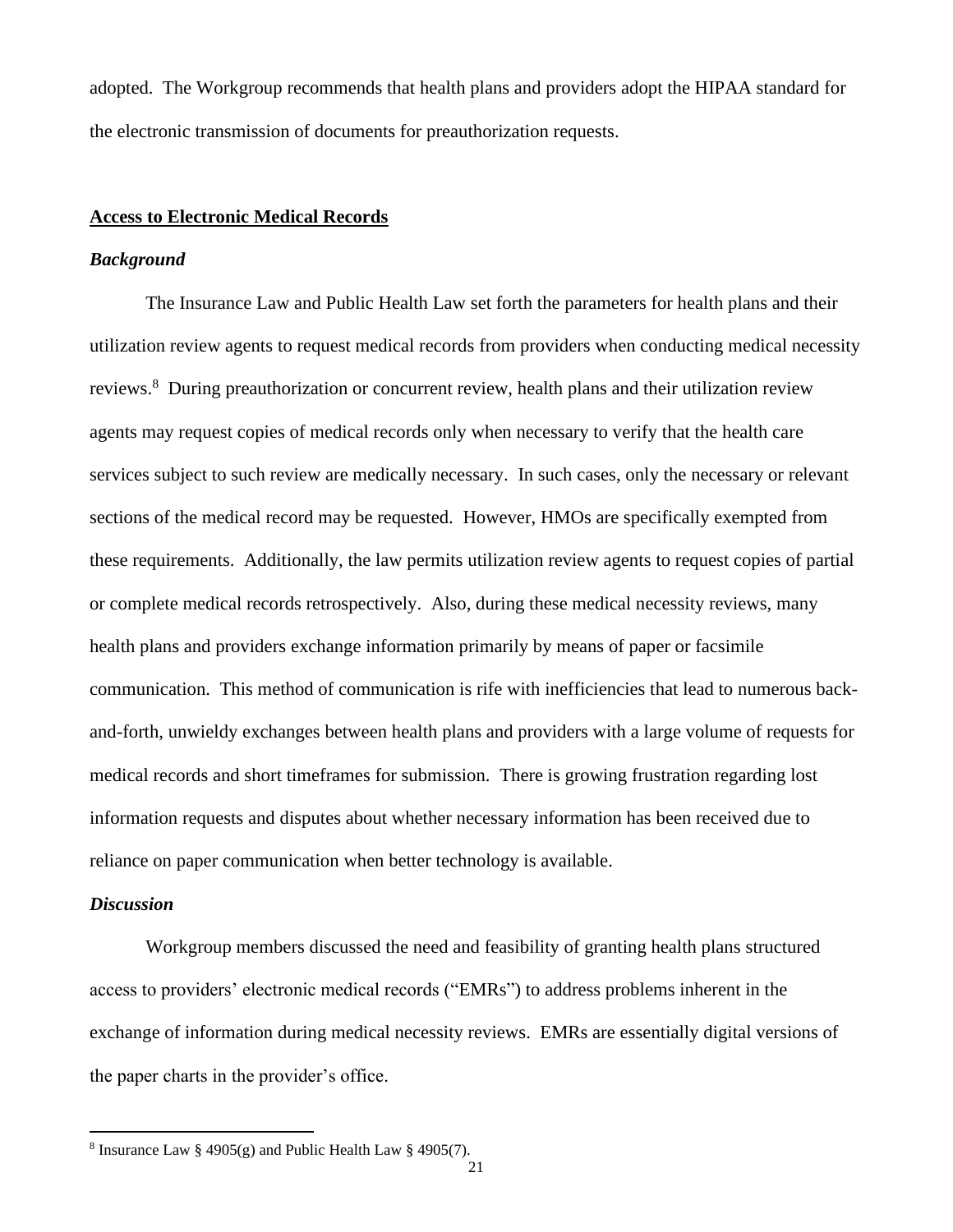adopted. The Workgroup recommends that health plans and providers adopt the HIPAA standard for the electronic transmission of documents for preauthorization requests.

**Access to Electronic Medical Records**

***Background***

The Insurance Law and Public Health Law set forth the parameters for health plans and their utilization review agents to request medical records from providers when conducting medical necessity reviews.[8] During preauthorization or concurrent review, health plans and their utilization review agents may request copies of medical records only when necessary to verify that the health care services subject to such review are medically necessary. In such cases, only the necessary or relevant sections of the medical record may be requested. However, HMOs are specifically exempted from these requirements. Additionally, the law permits utilization review agents to request copies of partial or complete medical records retrospectively. Also, during these medical necessity reviews, many health plans and providers exchange information primarily by means of paper or facsimile communication. This method of communication is rife with inefficiencies that lead to numerous back-and-forth, unwieldy exchanges between health plans and providers with a large volume of requests for medical records and short timeframes for submission. There is growing frustration regarding lost information requests and disputes about whether necessary information has been received due to reliance on paper communication when better technology is available.

***Discussion***

Workgroup members discussed the need and feasibility of granting health plans structured access to providers' electronic medical records ("EMRs") to address problems inherent in the exchange of information during medical necessity reviews. EMRs are essentially digital versions of the paper charts in the provider's office.

[8] Insurance Law § 4905(g) and Public Health Law § 4905(7).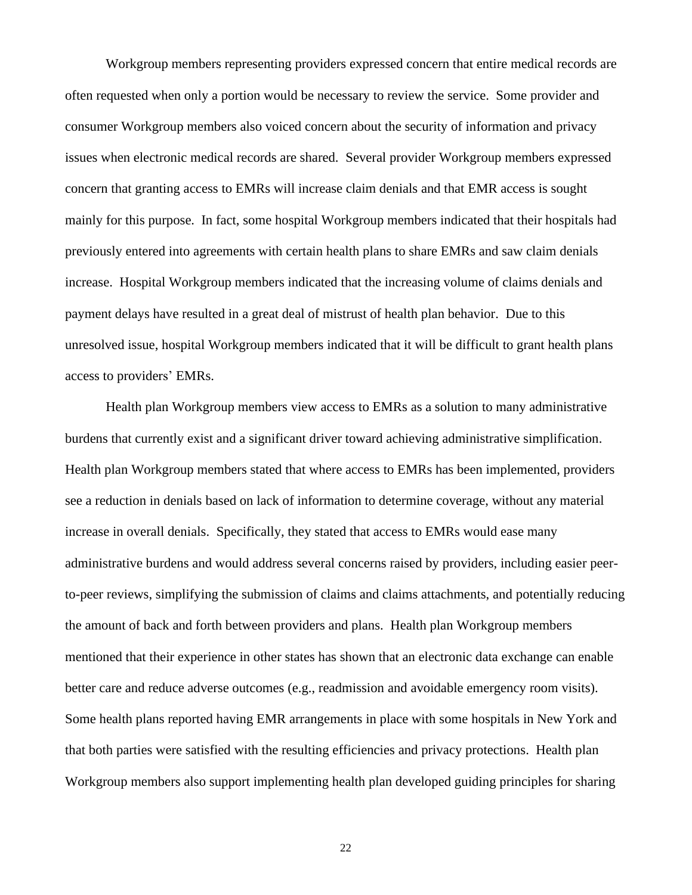Workgroup members representing providers expressed concern that entire medical records are often requested when only a portion would be necessary to review the service. Some provider and consumer Workgroup members also voiced concern about the security of information and privacy issues when electronic medical records are shared. Several provider Workgroup members expressed concern that granting access to EMRs will increase claim denials and that EMR access is sought mainly for this purpose. In fact, some hospital Workgroup members indicated that their hospitals had previously entered into agreements with certain health plans to share EMRs and saw claim denials increase. Hospital Workgroup members indicated that the increasing volume of claims denials and payment delays have resulted in a great deal of mistrust of health plan behavior. Due to this unresolved issue, hospital Workgroup members indicated that it will be difficult to grant health plans access to providers' EMRs.

Health plan Workgroup members view access to EMRs as a solution to many administrative burdens that currently exist and a significant driver toward achieving administrative simplification. Health plan Workgroup members stated that where access to EMRs has been implemented, providers see a reduction in denials based on lack of information to determine coverage, without any material increase in overall denials. Specifically, they stated that access to EMRs would ease many administrative burdens and would address several concerns raised by providers, including easier peer-to-peer reviews, simplifying the submission of claims and claims attachments, and potentially reducing the amount of back and forth between providers and plans. Health plan Workgroup members mentioned that their experience in other states has shown that an electronic data exchange can enable better care and reduce adverse outcomes (e.g., readmission and avoidable emergency room visits). Some health plans reported having EMR arrangements in place with some hospitals in New York and that both parties were satisfied with the resulting efficiencies and privacy protections. Health plan Workgroup members also support implementing health plan developed guiding principles for sharing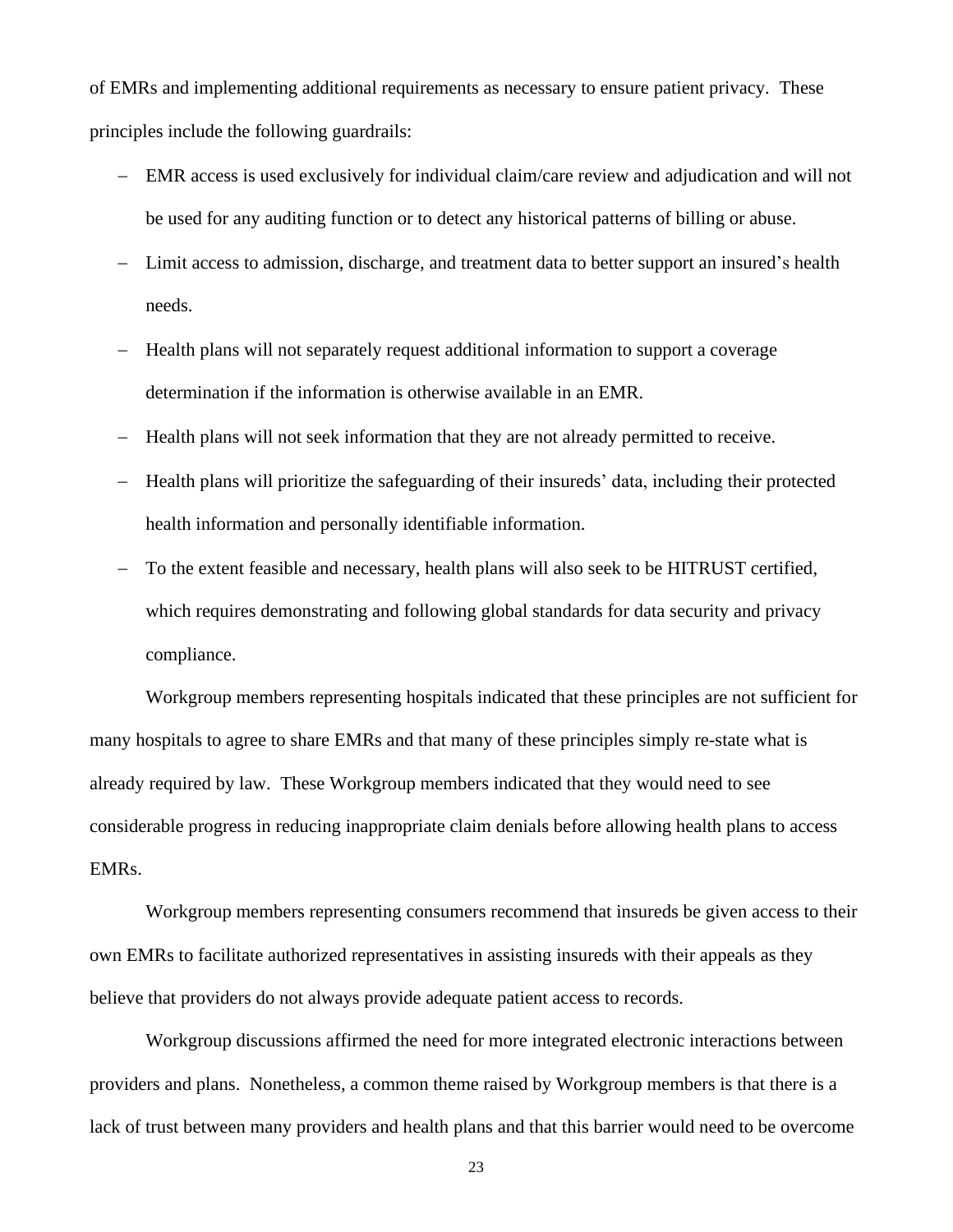of EMRs and implementing additional requirements as necessary to ensure patient privacy. These principles include the following guardrails:

- EMR access is used exclusively for individual claim/care review and adjudication and will not be used for any auditing function or to detect any historical patterns of billing or abuse.
- Limit access to admission, discharge, and treatment data to better support an insured's health needs.
- Health plans will not separately request additional information to support a coverage determination if the information is otherwise available in an EMR.
- Health plans will not seek information that they are not already permitted to receive.
- Health plans will prioritize the safeguarding of their insureds' data, including their protected health information and personally identifiable information.
- To the extent feasible and necessary, health plans will also seek to be HITRUST certified, which requires demonstrating and following global standards for data security and privacy compliance.

Workgroup members representing hospitals indicated that these principles are not sufficient for many hospitals to agree to share EMRs and that many of these principles simply re-state what is already required by law. These Workgroup members indicated that they would need to see considerable progress in reducing inappropriate claim denials before allowing health plans to access EMRs.

Workgroup members representing consumers recommend that insureds be given access to their own EMRs to facilitate authorized representatives in assisting insureds with their appeals as they believe that providers do not always provide adequate patient access to records.

Workgroup discussions affirmed the need for more integrated electronic interactions between providers and plans. Nonetheless, a common theme raised by Workgroup members is that there is a lack of trust between many providers and health plans and that this barrier would need to be overcome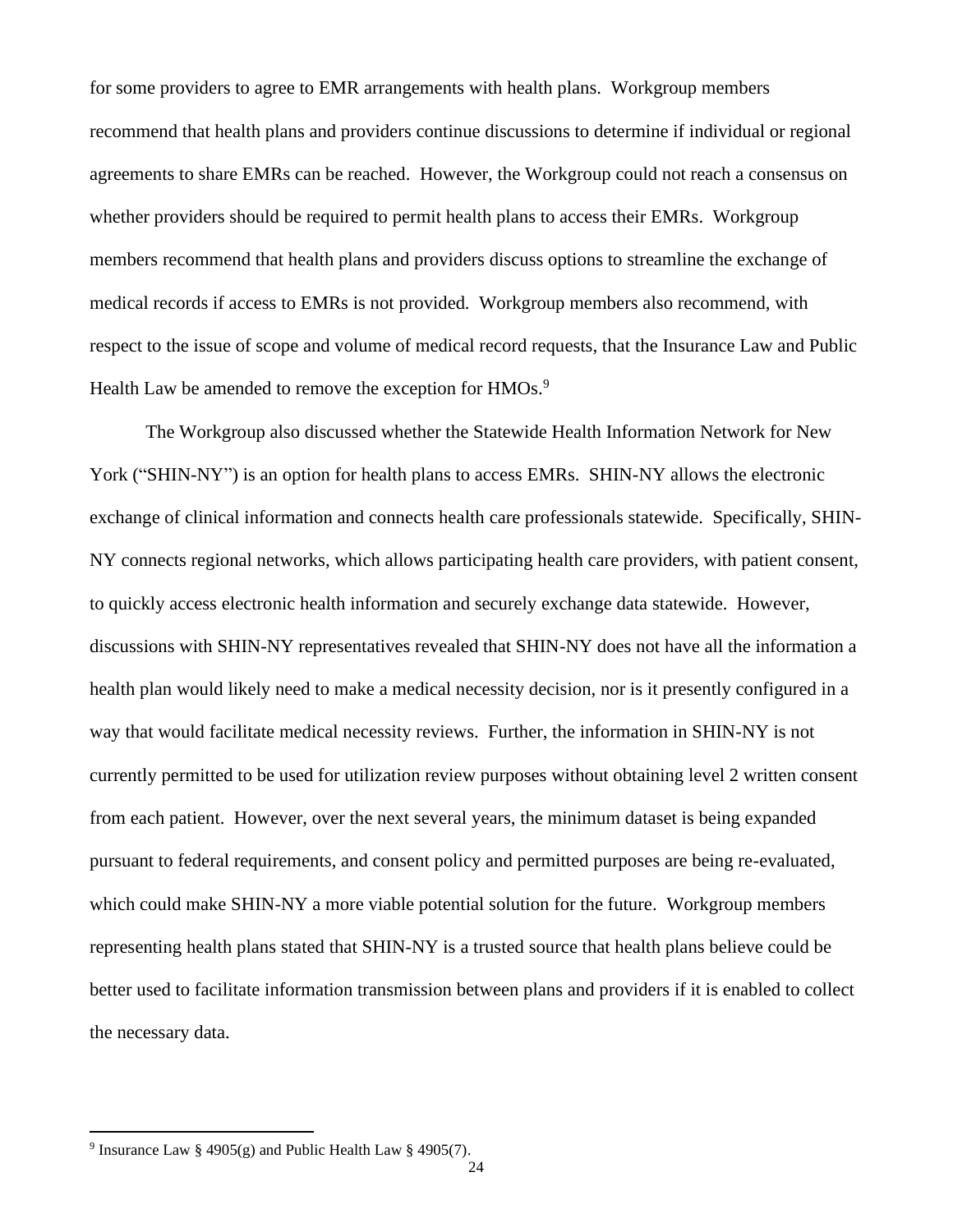for some providers to agree to EMR arrangements with health plans. Workgroup members recommend that health plans and providers continue discussions to determine if individual or regional agreements to share EMRs can be reached. However, the Workgroup could not reach a consensus on whether providers should be required to permit health plans to access their EMRs. Workgroup members recommend that health plans and providers discuss options to streamline the exchange of medical records if access to EMRs is not provided. Workgroup members also recommend, with respect to the issue of scope and volume of medical record requests, that the Insurance Law and Public Health Law be amended to remove the exception for HMOs.[9]

The Workgroup also discussed whether the Statewide Health Information Network for New York ("SHIN-NY") is an option for health plans to access EMRs. SHIN-NY allows the electronic exchange of clinical information and connects health care professionals statewide. Specifically, SHIN-NY connects regional networks, which allows participating health care providers, with patient consent, to quickly access electronic health information and securely exchange data statewide. However, discussions with SHIN-NY representatives revealed that SHIN-NY does not have all the information a health plan would likely need to make a medical necessity decision, nor is it presently configured in a way that would facilitate medical necessity reviews. Further, the information in SHIN-NY is not currently permitted to be used for utilization review purposes without obtaining level 2 written consent from each patient. However, over the next several years, the minimum dataset is being expanded pursuant to federal requirements, and consent policy and permitted purposes are being re-evaluated, which could make SHIN-NY a more viable potential solution for the future. Workgroup members representing health plans stated that SHIN-NY is a trusted source that health plans believe could be better used to facilitate information transmission between plans and providers if it is enabled to collect the necessary data.

[9] Insurance Law § 4905(g) and Public Health Law § 4905(7).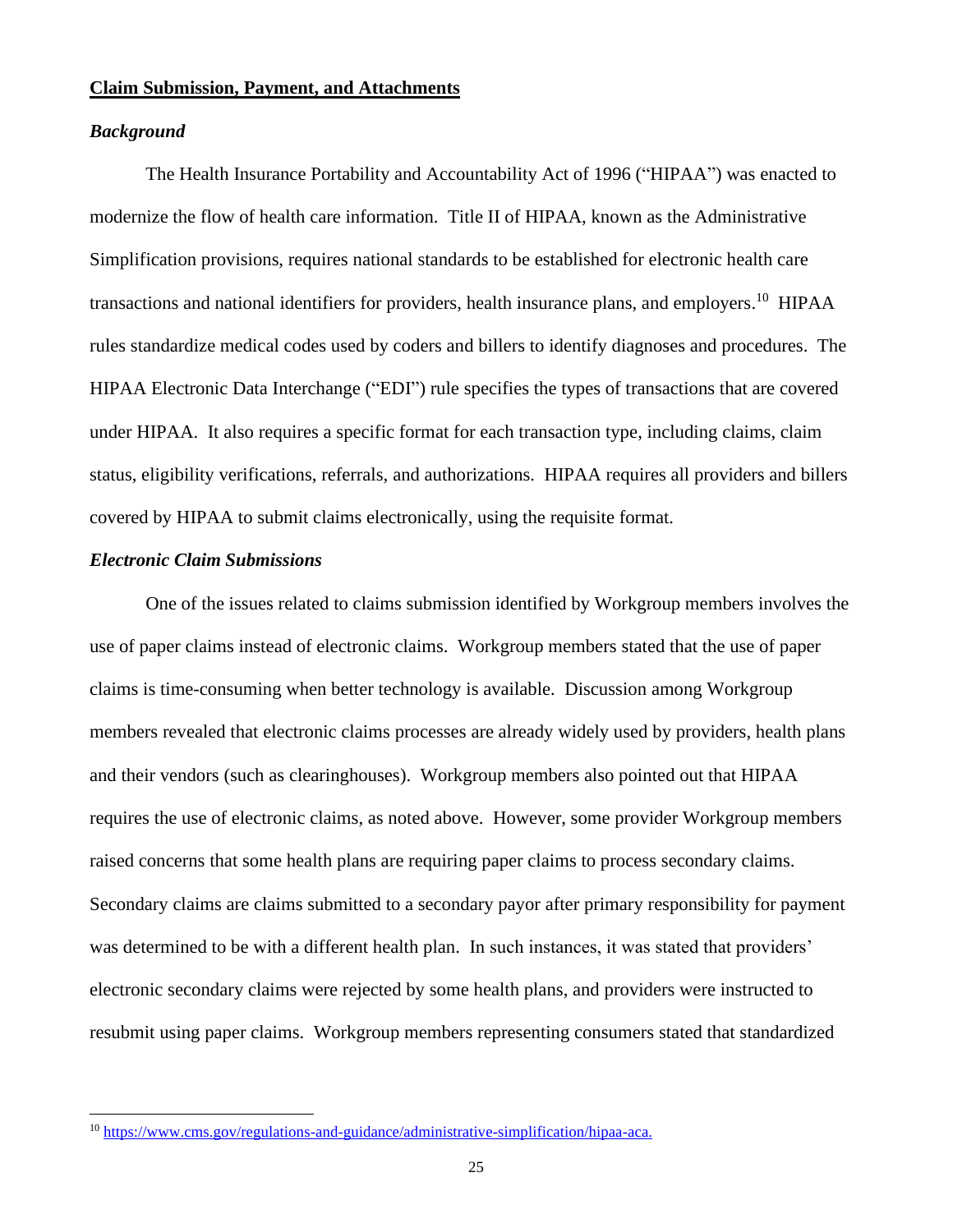## Claim Submission, Payment, and Attachments

### *Background*

The Health Insurance Portability and Accountability Act of 1996 ("HIPAA") was enacted to modernize the flow of health care information. Title II of HIPAA, known as the Administrative Simplification provisions, requires national standards to be established for electronic health care transactions and national identifiers for providers, health insurance plans, and employers.[10] HIPAA rules standardize medical codes used by coders and billers to identify diagnoses and procedures. The HIPAA Electronic Data Interchange ("EDI") rule specifies the types of transactions that are covered under HIPAA. It also requires a specific format for each transaction type, including claims, claim status, eligibility verifications, referrals, and authorizations. HIPAA requires all providers and billers covered by HIPAA to submit claims electronically, using the requisite format.

### *Electronic Claim Submissions*

One of the issues related to claims submission identified by Workgroup members involves the use of paper claims instead of electronic claims. Workgroup members stated that the use of paper claims is time-consuming when better technology is available. Discussion among Workgroup members revealed that electronic claims processes are already widely used by providers, health plans and their vendors (such as clearinghouses). Workgroup members also pointed out that HIPAA requires the use of electronic claims, as noted above. However, some provider Workgroup members raised concerns that some health plans are requiring paper claims to process secondary claims. Secondary claims are claims submitted to a secondary payor after primary responsibility for payment was determined to be with a different health plan. In such instances, it was stated that providers' electronic secondary claims were rejected by some health plans, and providers were instructed to resubmit using paper claims. Workgroup members representing consumers stated that standardized

---

[10] https://www.cms.gov/regulations-and-guidance/administrative-simplification/hipaa-aca.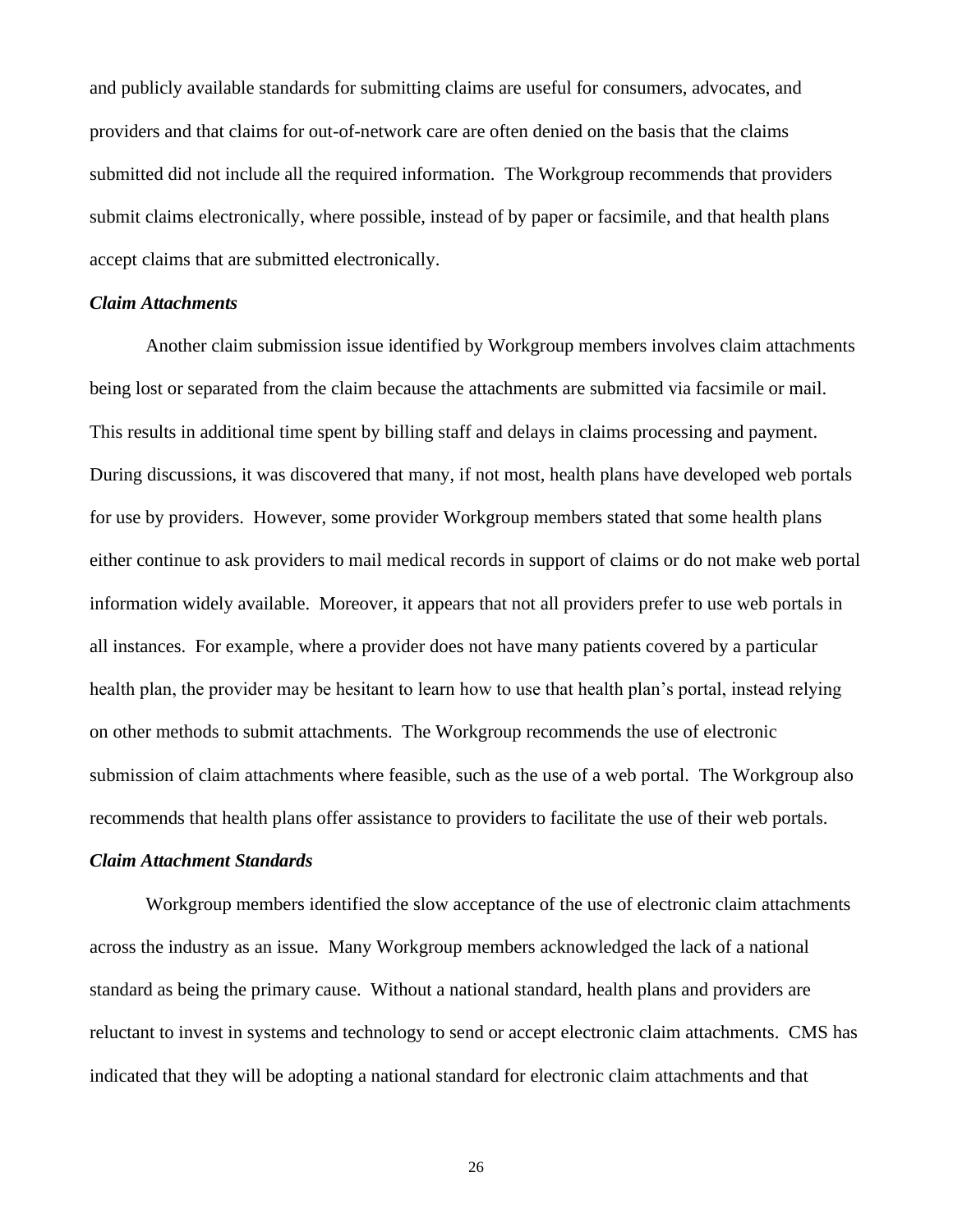and publicly available standards for submitting claims are useful for consumers, advocates, and providers and that claims for out-of-network care are often denied on the basis that the claims submitted did not include all the required information. The Workgroup recommends that providers submit claims electronically, where possible, instead of by paper or facsimile, and that health plans accept claims that are submitted electronically.

***Claim Attachments***

Another claim submission issue identified by Workgroup members involves claim attachments being lost or separated from the claim because the attachments are submitted via facsimile or mail. This results in additional time spent by billing staff and delays in claims processing and payment. During discussions, it was discovered that many, if not most, health plans have developed web portals for use by providers. However, some provider Workgroup members stated that some health plans either continue to ask providers to mail medical records in support of claims or do not make web portal information widely available. Moreover, it appears that not all providers prefer to use web portals in all instances. For example, where a provider does not have many patients covered by a particular health plan, the provider may be hesitant to learn how to use that health plan's portal, instead relying on other methods to submit attachments. The Workgroup recommends the use of electronic submission of claim attachments where feasible, such as the use of a web portal. The Workgroup also recommends that health plans offer assistance to providers to facilitate the use of their web portals.

***Claim Attachment Standards***

Workgroup members identified the slow acceptance of the use of electronic claim attachments across the industry as an issue. Many Workgroup members acknowledged the lack of a national standard as being the primary cause. Without a national standard, health plans and providers are reluctant to invest in systems and technology to send or accept electronic claim attachments. CMS has indicated that they will be adopting a national standard for electronic claim attachments and that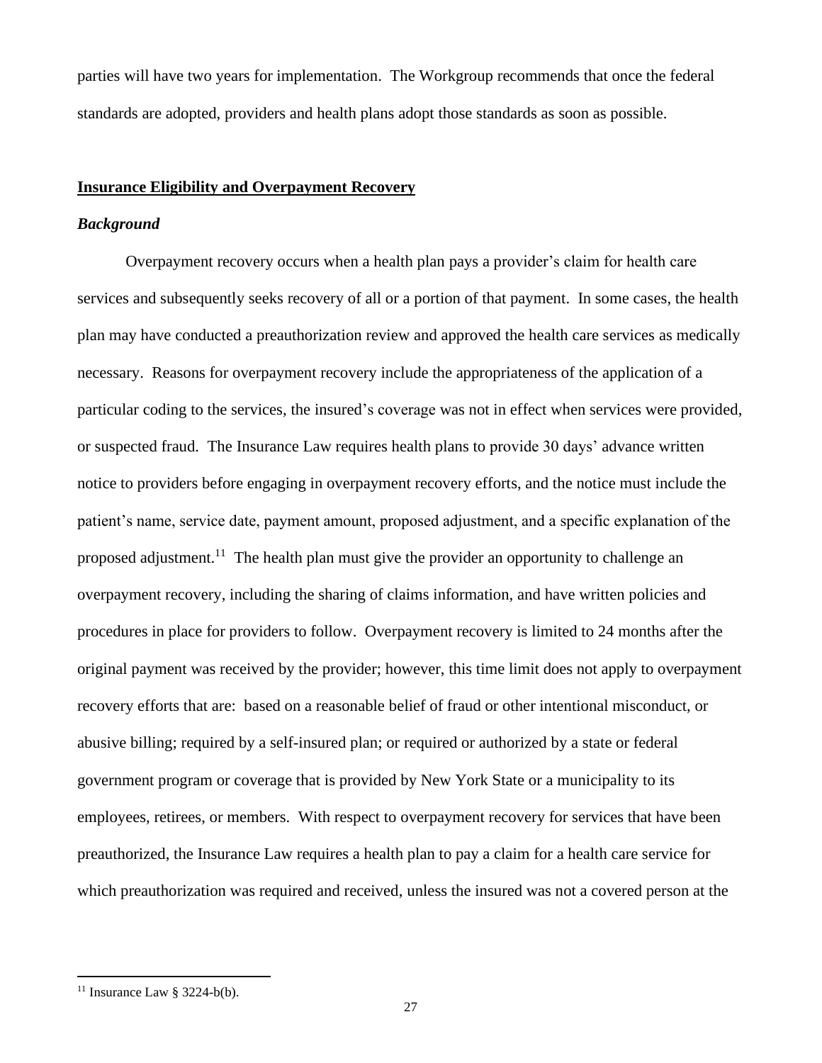parties will have two years for implementation. The Workgroup recommends that once the federal standards are adopted, providers and health plans adopt those standards as soon as possible.

## Insurance Eligibility and Overpayment Recovery

### *Background*

Overpayment recovery occurs when a health plan pays a provider's claim for health care services and subsequently seeks recovery of all or a portion of that payment. In some cases, the health plan may have conducted a preauthorization review and approved the health care services as medically necessary. Reasons for overpayment recovery include the appropriateness of the application of a particular coding to the services, the insured's coverage was not in effect when services were provided, or suspected fraud. The Insurance Law requires health plans to provide 30 days' advance written notice to providers before engaging in overpayment recovery efforts, and the notice must include the patient's name, service date, payment amount, proposed adjustment, and a specific explanation of the proposed adjustment.[11] The health plan must give the provider an opportunity to challenge an overpayment recovery, including the sharing of claims information, and have written policies and procedures in place for providers to follow. Overpayment recovery is limited to 24 months after the original payment was received by the provider; however, this time limit does not apply to overpayment recovery efforts that are: based on a reasonable belief of fraud or other intentional misconduct, or abusive billing; required by a self-insured plan; or required or authorized by a state or federal government program or coverage that is provided by New York State or a municipality to its employees, retirees, or members. With respect to overpayment recovery for services that have been preauthorized, the Insurance Law requires a health plan to pay a claim for a health care service for which preauthorization was required and received, unless the insured was not a covered person at the

---

[11] Insurance Law § 3224-b(b).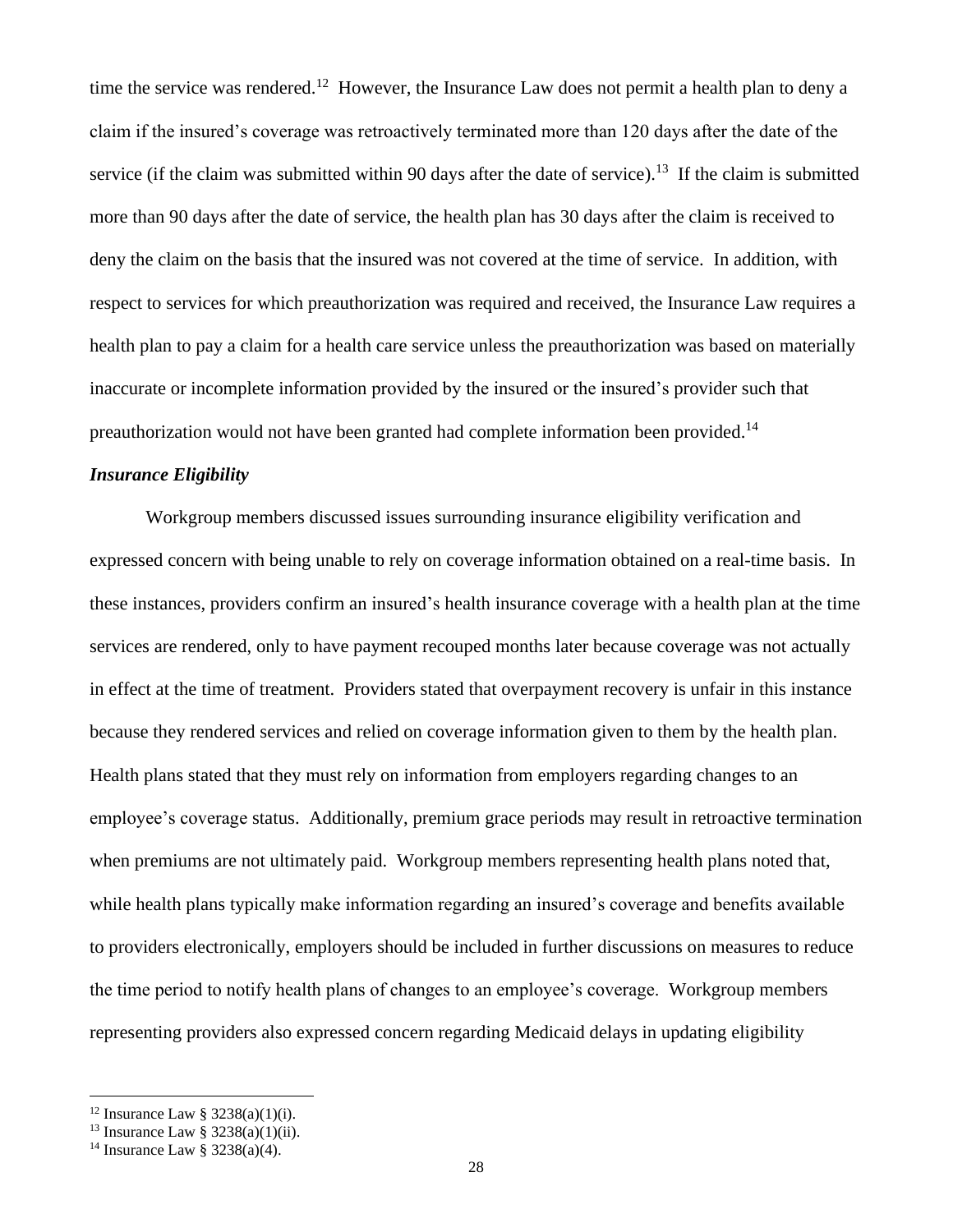time the service was rendered.[12] However, the Insurance Law does not permit a health plan to deny a claim if the insured's coverage was retroactively terminated more than 120 days after the date of the service (if the claim was submitted within 90 days after the date of service).[13] If the claim is submitted more than 90 days after the date of service, the health plan has 30 days after the claim is received to deny the claim on the basis that the insured was not covered at the time of service. In addition, with respect to services for which preauthorization was required and received, the Insurance Law requires a health plan to pay a claim for a health care service unless the preauthorization was based on materially inaccurate or incomplete information provided by the insured or the insured's provider such that preauthorization would not have been granted had complete information been provided.[14]

***Insurance Eligibility***

Workgroup members discussed issues surrounding insurance eligibility verification and expressed concern with being unable to rely on coverage information obtained on a real-time basis. In these instances, providers confirm an insured's health insurance coverage with a health plan at the time services are rendered, only to have payment recouped months later because coverage was not actually in effect at the time of treatment. Providers stated that overpayment recovery is unfair in this instance because they rendered services and relied on coverage information given to them by the health plan. Health plans stated that they must rely on information from employers regarding changes to an employee's coverage status. Additionally, premium grace periods may result in retroactive termination when premiums are not ultimately paid. Workgroup members representing health plans noted that, while health plans typically make information regarding an insured's coverage and benefits available to providers electronically, employers should be included in further discussions on measures to reduce the time period to notify health plans of changes to an employee's coverage. Workgroup members representing providers also expressed concern regarding Medicaid delays in updating eligibility

---

[12] Insurance Law § 3238(a)(1)(i).

[13] Insurance Law § 3238(a)(1)(ii).

[14] Insurance Law § 3238(a)(4).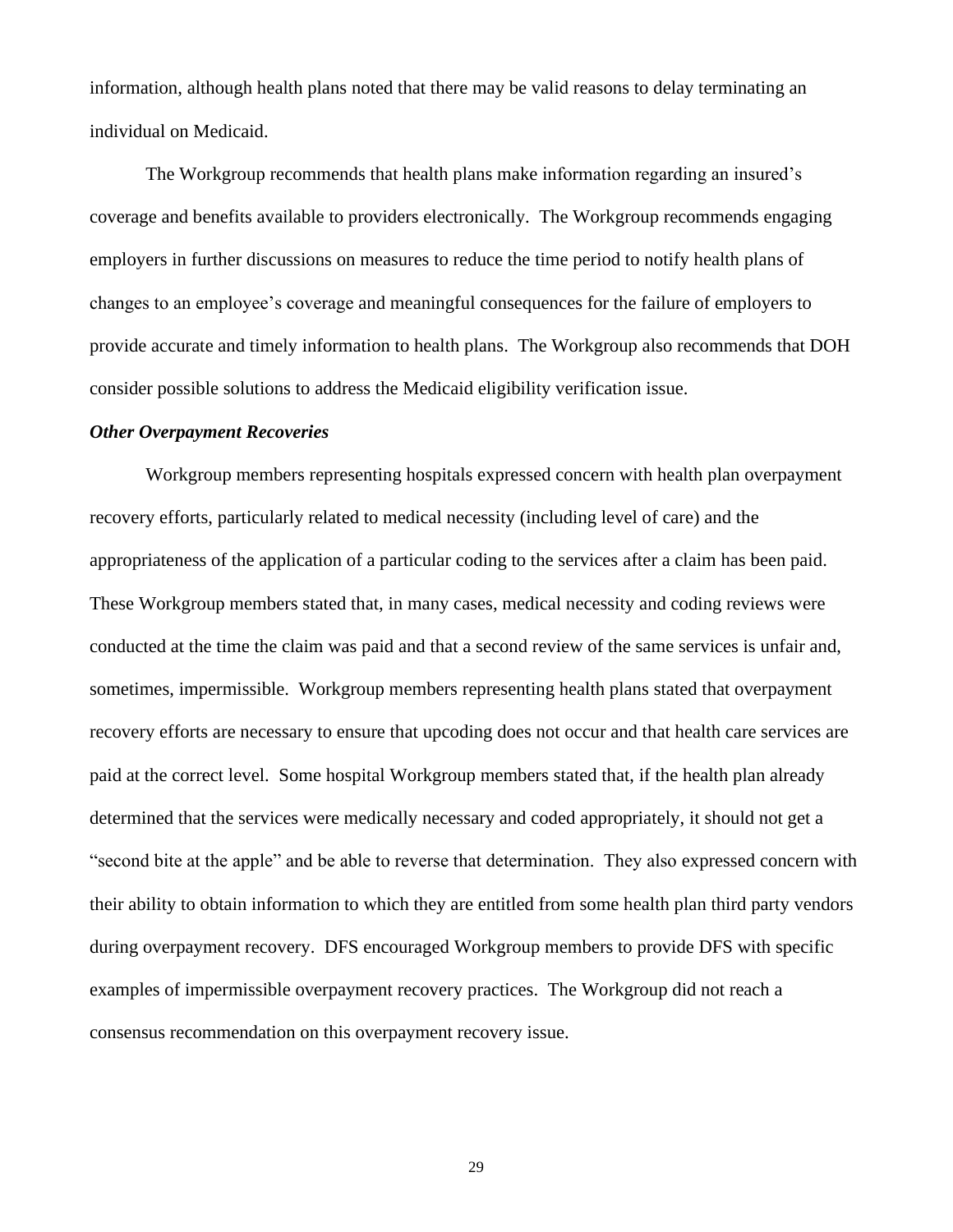information, although health plans noted that there may be valid reasons to delay terminating an individual on Medicaid.

The Workgroup recommends that health plans make information regarding an insured's coverage and benefits available to providers electronically. The Workgroup recommends engaging employers in further discussions on measures to reduce the time period to notify health plans of changes to an employee's coverage and meaningful consequences for the failure of employers to provide accurate and timely information to health plans. The Workgroup also recommends that DOH consider possible solutions to address the Medicaid eligibility verification issue.

***Other Overpayment Recoveries***

Workgroup members representing hospitals expressed concern with health plan overpayment recovery efforts, particularly related to medical necessity (including level of care) and the appropriateness of the application of a particular coding to the services after a claim has been paid. These Workgroup members stated that, in many cases, medical necessity and coding reviews were conducted at the time the claim was paid and that a second review of the same services is unfair and, sometimes, impermissible. Workgroup members representing health plans stated that overpayment recovery efforts are necessary to ensure that upcoding does not occur and that health care services are paid at the correct level. Some hospital Workgroup members stated that, if the health plan already determined that the services were medically necessary and coded appropriately, it should not get a "second bite at the apple" and be able to reverse that determination. They also expressed concern with their ability to obtain information to which they are entitled from some health plan third party vendors during overpayment recovery. DFS encouraged Workgroup members to provide DFS with specific examples of impermissible overpayment recovery practices. The Workgroup did not reach a consensus recommendation on this overpayment recovery issue.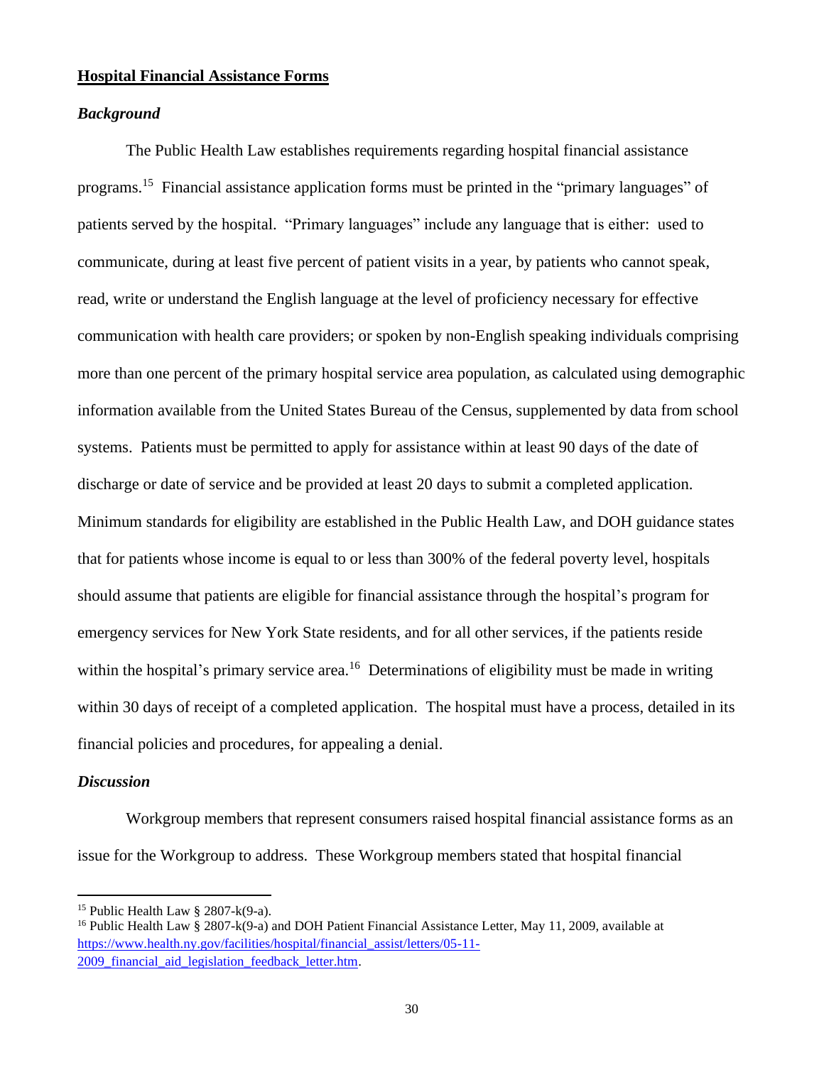## Hospital Financial Assistance Forms

### *Background*

The Public Health Law establishes requirements regarding hospital financial assistance programs.[15] Financial assistance application forms must be printed in the "primary languages" of patients served by the hospital. "Primary languages" include any language that is either: used to communicate, during at least five percent of patient visits in a year, by patients who cannot speak, read, write or understand the English language at the level of proficiency necessary for effective communication with health care providers; or spoken by non-English speaking individuals comprising more than one percent of the primary hospital service area population, as calculated using demographic information available from the United States Bureau of the Census, supplemented by data from school systems. Patients must be permitted to apply for assistance within at least 90 days of the date of discharge or date of service and be provided at least 20 days to submit a completed application. Minimum standards for eligibility are established in the Public Health Law, and DOH guidance states that for patients whose income is equal to or less than 300% of the federal poverty level, hospitals should assume that patients are eligible for financial assistance through the hospital's program for emergency services for New York State residents, and for all other services, if the patients reside within the hospital's primary service area.[16] Determinations of eligibility must be made in writing within 30 days of receipt of a completed application. The hospital must have a process, detailed in its financial policies and procedures, for appealing a denial.

### *Discussion*

Workgroup members that represent consumers raised hospital financial assistance forms as an issue for the Workgroup to address. These Workgroup members stated that hospital financial

---

[15] Public Health Law § 2807-k(9-a).

[16] Public Health Law § 2807-k(9-a) and DOH Patient Financial Assistance Letter, May 11, 2009, available at https://www.health.ny.gov/facilities/hospital/financial_assist/letters/05-11-2009_financial_aid_legislation_feedback_letter.htm.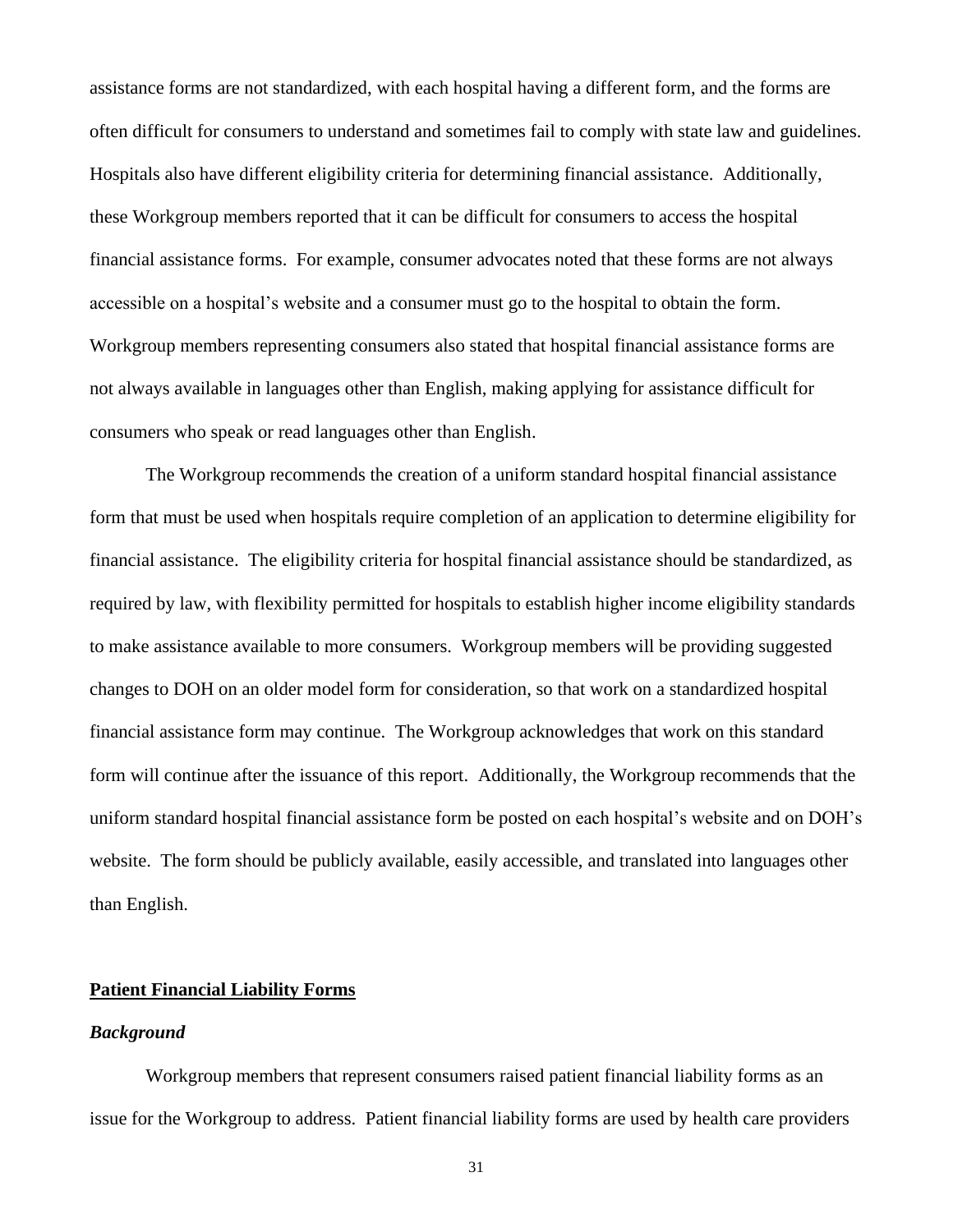assistance forms are not standardized, with each hospital having a different form, and the forms are often difficult for consumers to understand and sometimes fail to comply with state law and guidelines. Hospitals also have different eligibility criteria for determining financial assistance. Additionally, these Workgroup members reported that it can be difficult for consumers to access the hospital financial assistance forms. For example, consumer advocates noted that these forms are not always accessible on a hospital's website and a consumer must go to the hospital to obtain the form. Workgroup members representing consumers also stated that hospital financial assistance forms are not always available in languages other than English, making applying for assistance difficult for consumers who speak or read languages other than English.

The Workgroup recommends the creation of a uniform standard hospital financial assistance form that must be used when hospitals require completion of an application to determine eligibility for financial assistance. The eligibility criteria for hospital financial assistance should be standardized, as required by law, with flexibility permitted for hospitals to establish higher income eligibility standards to make assistance available to more consumers. Workgroup members will be providing suggested changes to DOH on an older model form for consideration, so that work on a standardized hospital financial assistance form may continue. The Workgroup acknowledges that work on this standard form will continue after the issuance of this report. Additionally, the Workgroup recommends that the uniform standard hospital financial assistance form be posted on each hospital's website and on DOH's website. The form should be publicly available, easily accessible, and translated into languages other than English.

## Patient Financial Liability Forms

### *Background*

Workgroup members that represent consumers raised patient financial liability forms as an issue for the Workgroup to address. Patient financial liability forms are used by health care providers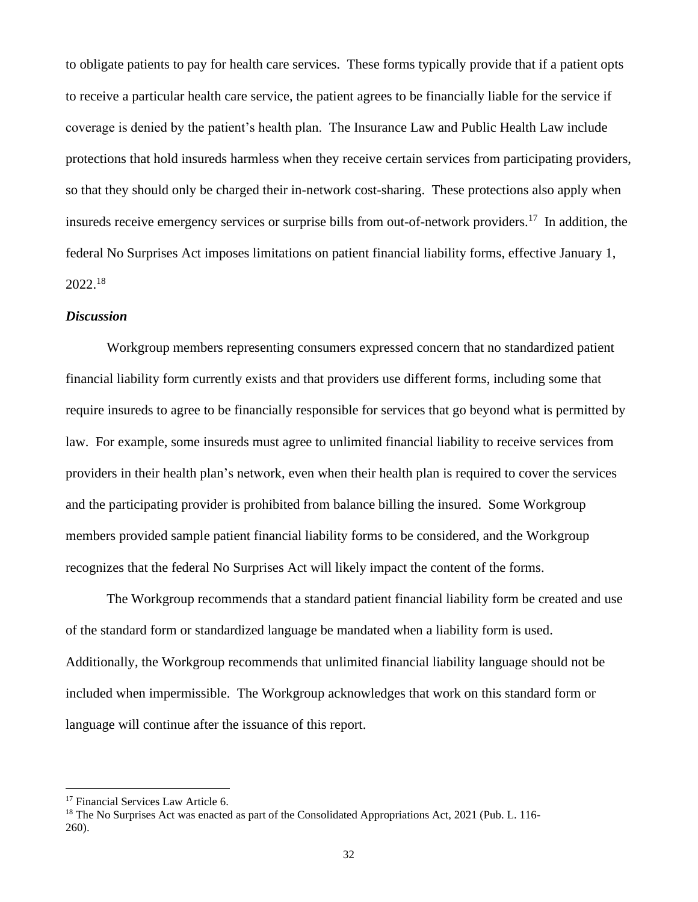to obligate patients to pay for health care services. These forms typically provide that if a patient opts to receive a particular health care service, the patient agrees to be financially liable for the service if coverage is denied by the patient's health plan. The Insurance Law and Public Health Law include protections that hold insureds harmless when they receive certain services from participating providers, so that they should only be charged their in-network cost-sharing. These protections also apply when insureds receive emergency services or surprise bills from out-of-network providers.[17] In addition, the federal No Surprises Act imposes limitations on patient financial liability forms, effective January 1, 2022.[18]

***Discussion***

Workgroup members representing consumers expressed concern that no standardized patient financial liability form currently exists and that providers use different forms, including some that require insureds to agree to be financially responsible for services that go beyond what is permitted by law. For example, some insureds must agree to unlimited financial liability to receive services from providers in their health plan's network, even when their health plan is required to cover the services and the participating provider is prohibited from balance billing the insured. Some Workgroup members provided sample patient financial liability forms to be considered, and the Workgroup recognizes that the federal No Surprises Act will likely impact the content of the forms.

The Workgroup recommends that a standard patient financial liability form be created and use of the standard form or standardized language be mandated when a liability form is used. Additionally, the Workgroup recommends that unlimited financial liability language should not be included when impermissible. The Workgroup acknowledges that work on this standard form or language will continue after the issuance of this report.

---

[17] Financial Services Law Article 6.

[18] The No Surprises Act was enacted as part of the Consolidated Appropriations Act, 2021 (Pub. L. 116-260).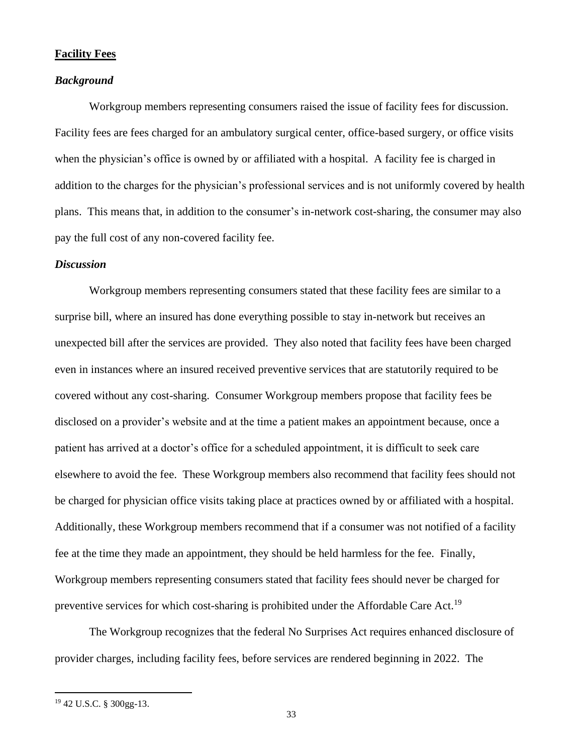**Facility Fees**

***Background***

Workgroup members representing consumers raised the issue of facility fees for discussion. Facility fees are fees charged for an ambulatory surgical center, office-based surgery, or office visits when the physician's office is owned by or affiliated with a hospital. A facility fee is charged in addition to the charges for the physician's professional services and is not uniformly covered by health plans. This means that, in addition to the consumer's in-network cost-sharing, the consumer may also pay the full cost of any non-covered facility fee.

***Discussion***

Workgroup members representing consumers stated that these facility fees are similar to a surprise bill, where an insured has done everything possible to stay in-network but receives an unexpected bill after the services are provided. They also noted that facility fees have been charged even in instances where an insured received preventive services that are statutorily required to be covered without any cost-sharing. Consumer Workgroup members propose that facility fees be disclosed on a provider's website and at the time a patient makes an appointment because, once a patient has arrived at a doctor's office for a scheduled appointment, it is difficult to seek care elsewhere to avoid the fee. These Workgroup members also recommend that facility fees should not be charged for physician office visits taking place at practices owned by or affiliated with a hospital. Additionally, these Workgroup members recommend that if a consumer was not notified of a facility fee at the time they made an appointment, they should be held harmless for the fee. Finally, Workgroup members representing consumers stated that facility fees should never be charged for preventive services for which cost-sharing is prohibited under the Affordable Care Act.[19]

The Workgroup recognizes that the federal No Surprises Act requires enhanced disclosure of provider charges, including facility fees, before services are rendered beginning in 2022. The

[19] 42 U.S.C. § 300gg-13.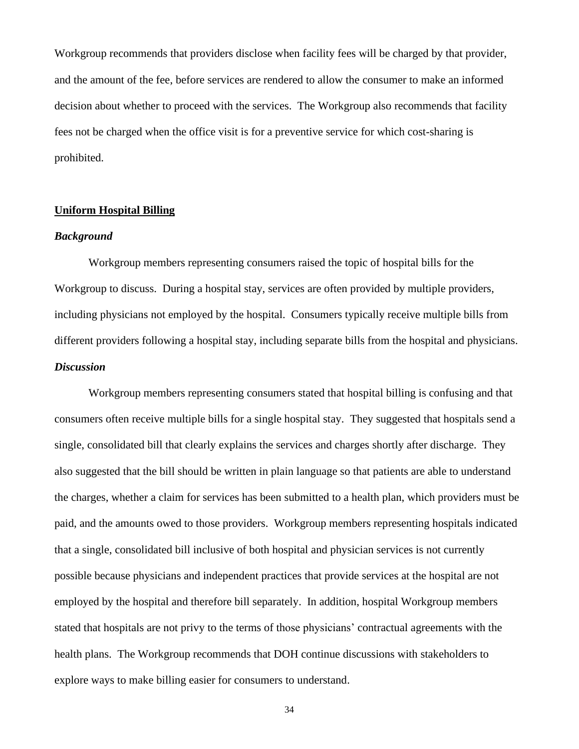Workgroup recommends that providers disclose when facility fees will be charged by that provider, and the amount of the fee, before services are rendered to allow the consumer to make an informed decision about whether to proceed with the services. The Workgroup also recommends that facility fees not be charged when the office visit is for a preventive service for which cost-sharing is prohibited.

## Uniform Hospital Billing

### *Background*

Workgroup members representing consumers raised the topic of hospital bills for the Workgroup to discuss. During a hospital stay, services are often provided by multiple providers, including physicians not employed by the hospital. Consumers typically receive multiple bills from different providers following a hospital stay, including separate bills from the hospital and physicians.

### *Discussion*

Workgroup members representing consumers stated that hospital billing is confusing and that consumers often receive multiple bills for a single hospital stay. They suggested that hospitals send a single, consolidated bill that clearly explains the services and charges shortly after discharge. They also suggested that the bill should be written in plain language so that patients are able to understand the charges, whether a claim for services has been submitted to a health plan, which providers must be paid, and the amounts owed to those providers. Workgroup members representing hospitals indicated that a single, consolidated bill inclusive of both hospital and physician services is not currently possible because physicians and independent practices that provide services at the hospital are not employed by the hospital and therefore bill separately. In addition, hospital Workgroup members stated that hospitals are not privy to the terms of those physicians' contractual agreements with the health plans. The Workgroup recommends that DOH continue discussions with stakeholders to explore ways to make billing easier for consumers to understand.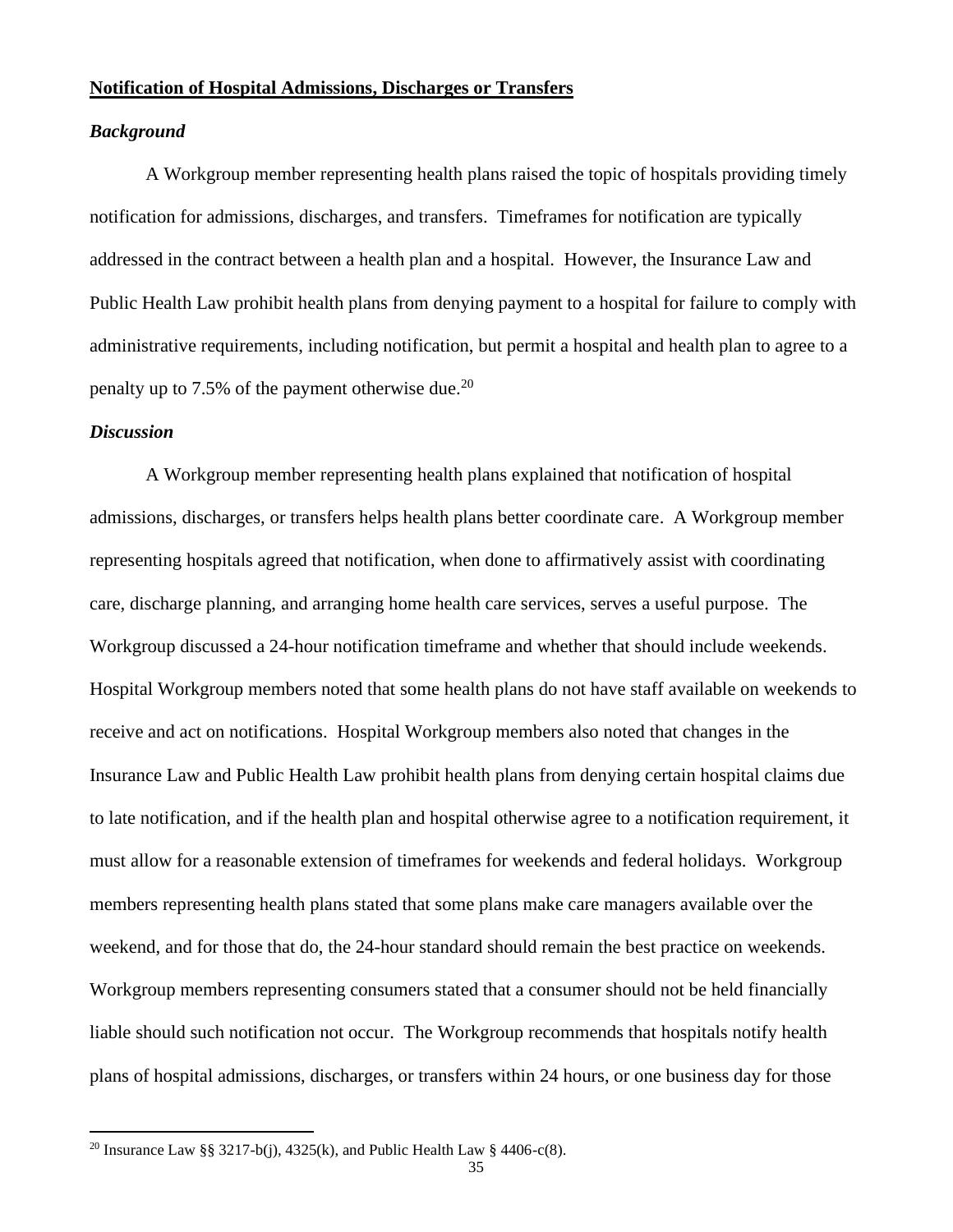**Notification of Hospital Admissions, Discharges or Transfers**

***Background***

A Workgroup member representing health plans raised the topic of hospitals providing timely notification for admissions, discharges, and transfers. Timeframes for notification are typically addressed in the contract between a health plan and a hospital. However, the Insurance Law and Public Health Law prohibit health plans from denying payment to a hospital for failure to comply with administrative requirements, including notification, but permit a hospital and health plan to agree to a penalty up to 7.5% of the payment otherwise due.[20]

***Discussion***

A Workgroup member representing health plans explained that notification of hospital admissions, discharges, or transfers helps health plans better coordinate care. A Workgroup member representing hospitals agreed that notification, when done to affirmatively assist with coordinating care, discharge planning, and arranging home health care services, serves a useful purpose. The Workgroup discussed a 24-hour notification timeframe and whether that should include weekends. Hospital Workgroup members noted that some health plans do not have staff available on weekends to receive and act on notifications. Hospital Workgroup members also noted that changes in the Insurance Law and Public Health Law prohibit health plans from denying certain hospital claims due to late notification, and if the health plan and hospital otherwise agree to a notification requirement, it must allow for a reasonable extension of timeframes for weekends and federal holidays. Workgroup members representing health plans stated that some plans make care managers available over the weekend, and for those that do, the 24-hour standard should remain the best practice on weekends. Workgroup members representing consumers stated that a consumer should not be held financially liable should such notification not occur. The Workgroup recommends that hospitals notify health plans of hospital admissions, discharges, or transfers within 24 hours, or one business day for those

[20] Insurance Law §§ 3217-b(j), 4325(k), and Public Health Law § 4406-c(8).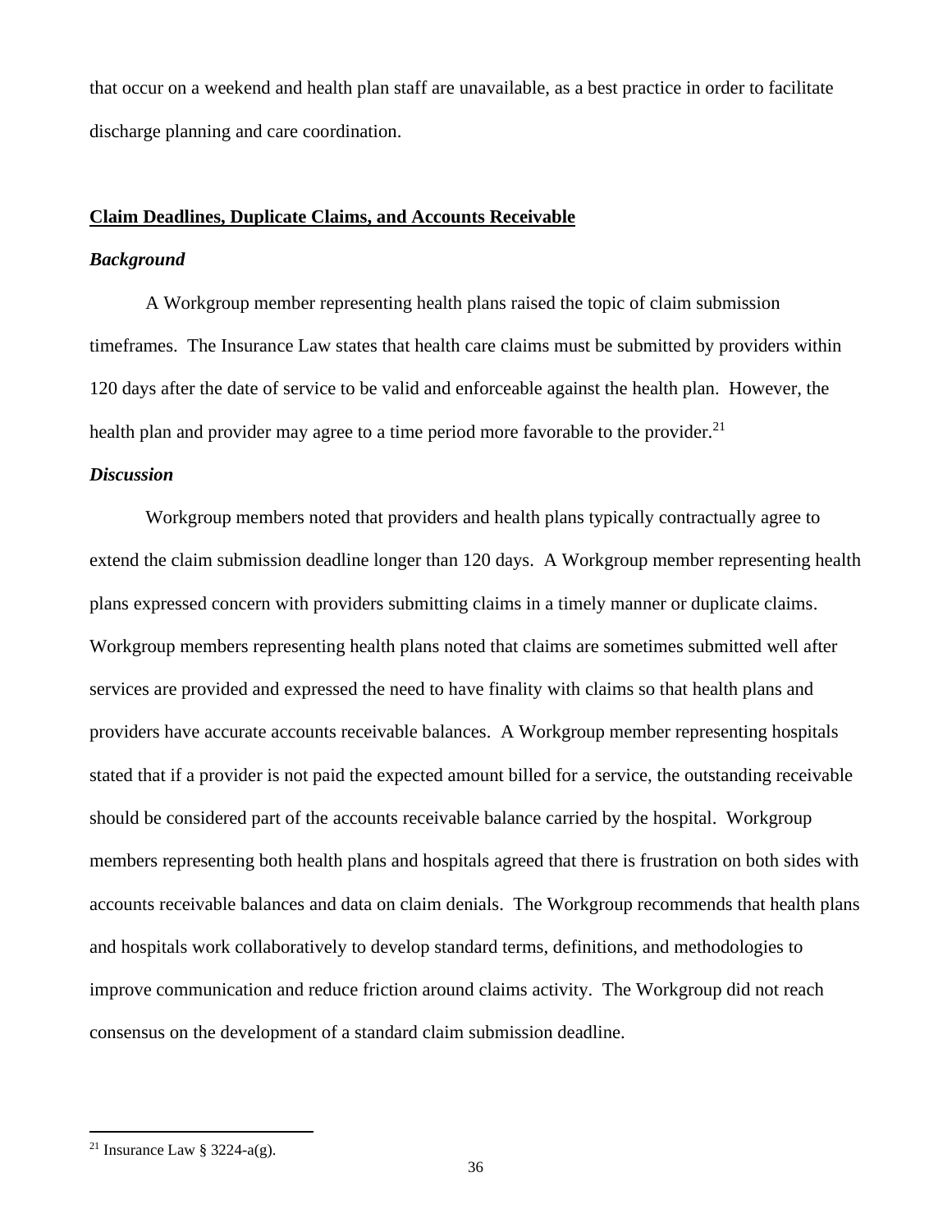that occur on a weekend and health plan staff are unavailable, as a best practice in order to facilitate discharge planning and care coordination.

## Claim Deadlines, Duplicate Claims, and Accounts Receivable

### *Background*

A Workgroup member representing health plans raised the topic of claim submission timeframes. The Insurance Law states that health care claims must be submitted by providers within 120 days after the date of service to be valid and enforceable against the health plan. However, the health plan and provider may agree to a time period more favorable to the provider.[21]

### *Discussion*

Workgroup members noted that providers and health plans typically contractually agree to extend the claim submission deadline longer than 120 days. A Workgroup member representing health plans expressed concern with providers submitting claims in a timely manner or duplicate claims. Workgroup members representing health plans noted that claims are sometimes submitted well after services are provided and expressed the need to have finality with claims so that health plans and providers have accurate accounts receivable balances. A Workgroup member representing hospitals stated that if a provider is not paid the expected amount billed for a service, the outstanding receivable should be considered part of the accounts receivable balance carried by the hospital. Workgroup members representing both health plans and hospitals agreed that there is frustration on both sides with accounts receivable balances and data on claim denials. The Workgroup recommends that health plans and hospitals work collaboratively to develop standard terms, definitions, and methodologies to improve communication and reduce friction around claims activity. The Workgroup did not reach consensus on the development of a standard claim submission deadline.

---

[21] Insurance Law § 3224-a(g).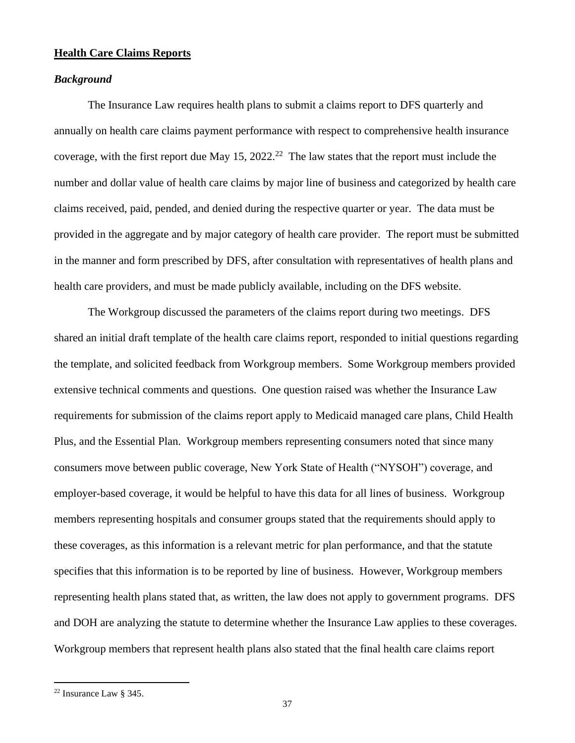**Health Care Claims Reports**

***Background***

The Insurance Law requires health plans to submit a claims report to DFS quarterly and annually on health care claims payment performance with respect to comprehensive health insurance coverage, with the first report due May 15, 2022.[22] The law states that the report must include the number and dollar value of health care claims by major line of business and categorized by health care claims received, paid, pended, and denied during the respective quarter or year. The data must be provided in the aggregate and by major category of health care provider. The report must be submitted in the manner and form prescribed by DFS, after consultation with representatives of health plans and health care providers, and must be made publicly available, including on the DFS website.

The Workgroup discussed the parameters of the claims report during two meetings. DFS shared an initial draft template of the health care claims report, responded to initial questions regarding the template, and solicited feedback from Workgroup members. Some Workgroup members provided extensive technical comments and questions. One question raised was whether the Insurance Law requirements for submission of the claims report apply to Medicaid managed care plans, Child Health Plus, and the Essential Plan. Workgroup members representing consumers noted that since many consumers move between public coverage, New York State of Health ("NYSOH") coverage, and employer-based coverage, it would be helpful to have this data for all lines of business. Workgroup members representing hospitals and consumer groups stated that the requirements should apply to these coverages, as this information is a relevant metric for plan performance, and that the statute specifies that this information is to be reported by line of business. However, Workgroup members representing health plans stated that, as written, the law does not apply to government programs. DFS and DOH are analyzing the statute to determine whether the Insurance Law applies to these coverages. Workgroup members that represent health plans also stated that the final health care claims report

[22] Insurance Law § 345.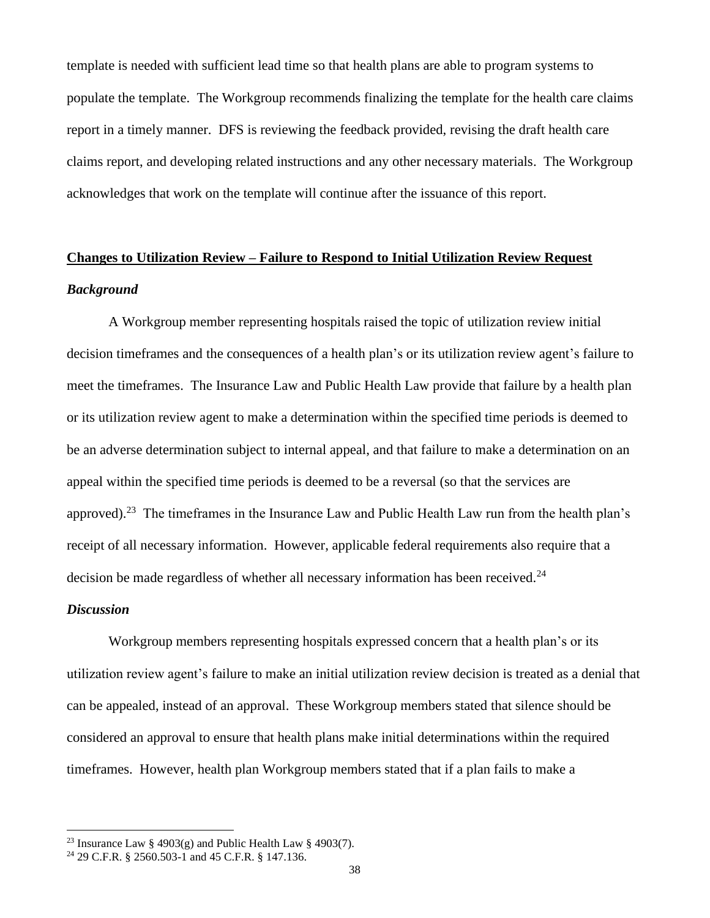template is needed with sufficient lead time so that health plans are able to program systems to populate the template. The Workgroup recommends finalizing the template for the health care claims report in a timely manner. DFS is reviewing the feedback provided, revising the draft health care claims report, and developing related instructions and any other necessary materials. The Workgroup acknowledges that work on the template will continue after the issuance of this report.

**<u>Changes to Utilization Review – Failure to Respond to Initial Utilization Review Request</u>**

***Background***

A Workgroup member representing hospitals raised the topic of utilization review initial decision timeframes and the consequences of a health plan's or its utilization review agent's failure to meet the timeframes. The Insurance Law and Public Health Law provide that failure by a health plan or its utilization review agent to make a determination within the specified time periods is deemed to be an adverse determination subject to internal appeal, and that failure to make a determination on an appeal within the specified time periods is deemed to be a reversal (so that the services are approved).[23] The timeframes in the Insurance Law and Public Health Law run from the health plan's receipt of all necessary information. However, applicable federal requirements also require that a decision be made regardless of whether all necessary information has been received.[24]

***Discussion***

Workgroup members representing hospitals expressed concern that a health plan's or its utilization review agent's failure to make an initial utilization review decision is treated as a denial that can be appealed, instead of an approval. These Workgroup members stated that silence should be considered an approval to ensure that health plans make initial determinations within the required timeframes. However, health plan Workgroup members stated that if a plan fails to make a

---

[23] Insurance Law § 4903(g) and Public Health Law § 4903(7).

[24] 29 C.F.R. § 2560.503-1 and 45 C.F.R. § 147.136.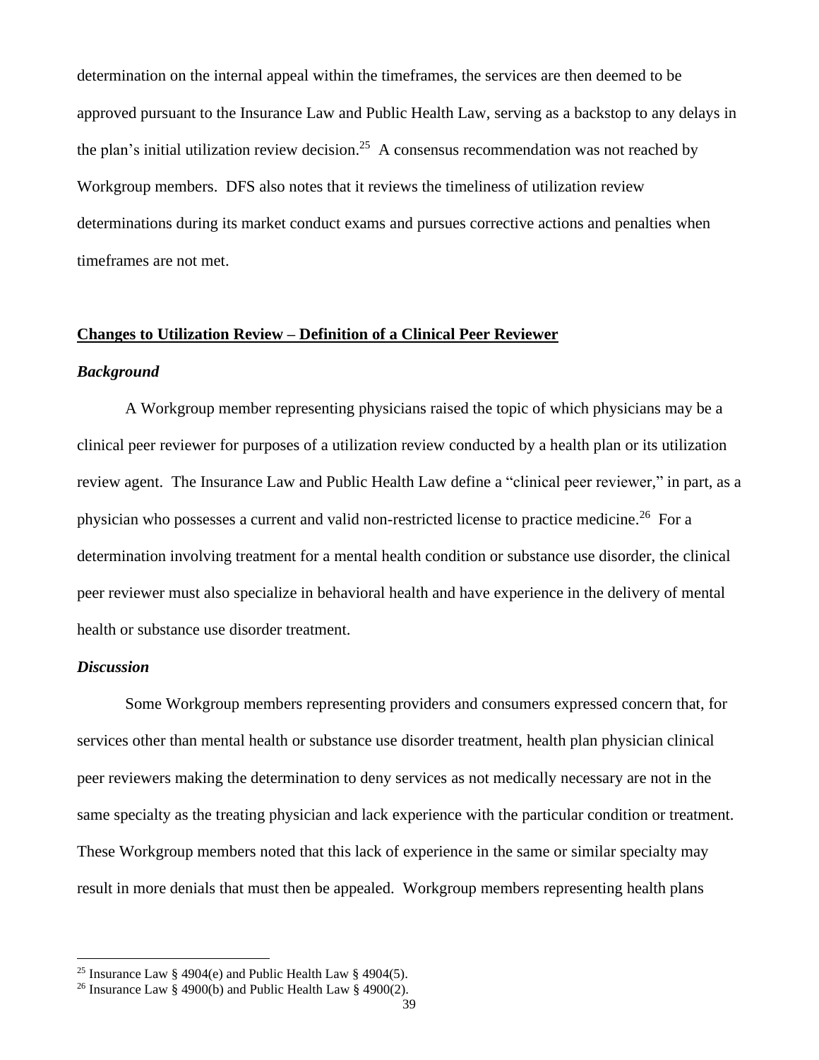determination on the internal appeal within the timeframes, the services are then deemed to be approved pursuant to the Insurance Law and Public Health Law, serving as a backstop to any delays in the plan's initial utilization review decision.[25] A consensus recommendation was not reached by Workgroup members. DFS also notes that it reviews the timeliness of utilization review determinations during its market conduct exams and pursues corrective actions and penalties when timeframes are not met.

## Changes to Utilization Review – Definition of a Clinical Peer Reviewer

### *Background*

A Workgroup member representing physicians raised the topic of which physicians may be a clinical peer reviewer for purposes of a utilization review conducted by a health plan or its utilization review agent. The Insurance Law and Public Health Law define a "clinical peer reviewer," in part, as a physician who possesses a current and valid non-restricted license to practice medicine.[26] For a determination involving treatment for a mental health condition or substance use disorder, the clinical peer reviewer must also specialize in behavioral health and have experience in the delivery of mental health or substance use disorder treatment.

### *Discussion*

Some Workgroup members representing providers and consumers expressed concern that, for services other than mental health or substance use disorder treatment, health plan physician clinical peer reviewers making the determination to deny services as not medically necessary are not in the same specialty as the treating physician and lack experience with the particular condition or treatment. These Workgroup members noted that this lack of experience in the same or similar specialty may result in more denials that must then be appealed. Workgroup members representing health plans

---

[25] Insurance Law § 4904(e) and Public Health Law § 4904(5).

[26] Insurance Law § 4900(b) and Public Health Law § 4900(2).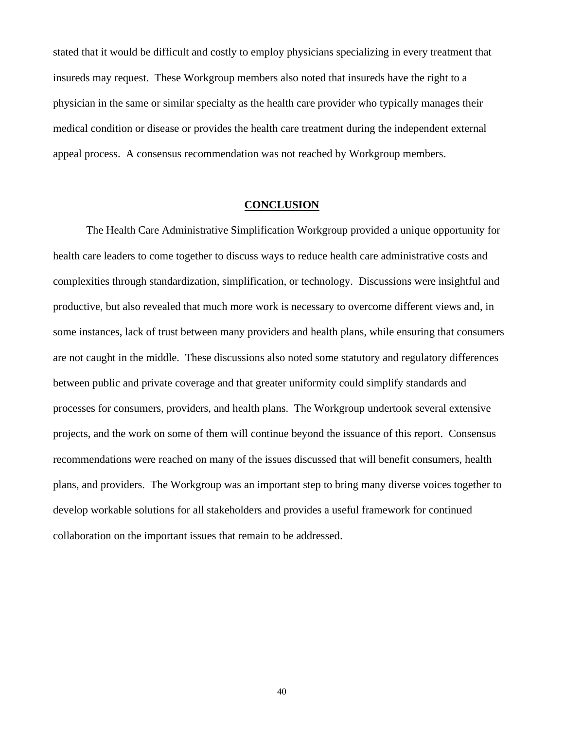stated that it would be difficult and costly to employ physicians specializing in every treatment that insureds may request. These Workgroup members also noted that insureds have the right to a physician in the same or similar specialty as the health care provider who typically manages their medical condition or disease or provides the health care treatment during the independent external appeal process. A consensus recommendation was not reached by Workgroup members.

## CONCLUSION

The Health Care Administrative Simplification Workgroup provided a unique opportunity for health care leaders to come together to discuss ways to reduce health care administrative costs and complexities through standardization, simplification, or technology. Discussions were insightful and productive, but also revealed that much more work is necessary to overcome different views and, in some instances, lack of trust between many providers and health plans, while ensuring that consumers are not caught in the middle. These discussions also noted some statutory and regulatory differences between public and private coverage and that greater uniformity could simplify standards and processes for consumers, providers, and health plans. The Workgroup undertook several extensive projects, and the work on some of them will continue beyond the issuance of this report. Consensus recommendations were reached on many of the issues discussed that will benefit consumers, health plans, and providers. The Workgroup was an important step to bring many diverse voices together to develop workable solutions for all stakeholders and provides a useful framework for continued collaboration on the important issues that remain to be addressed.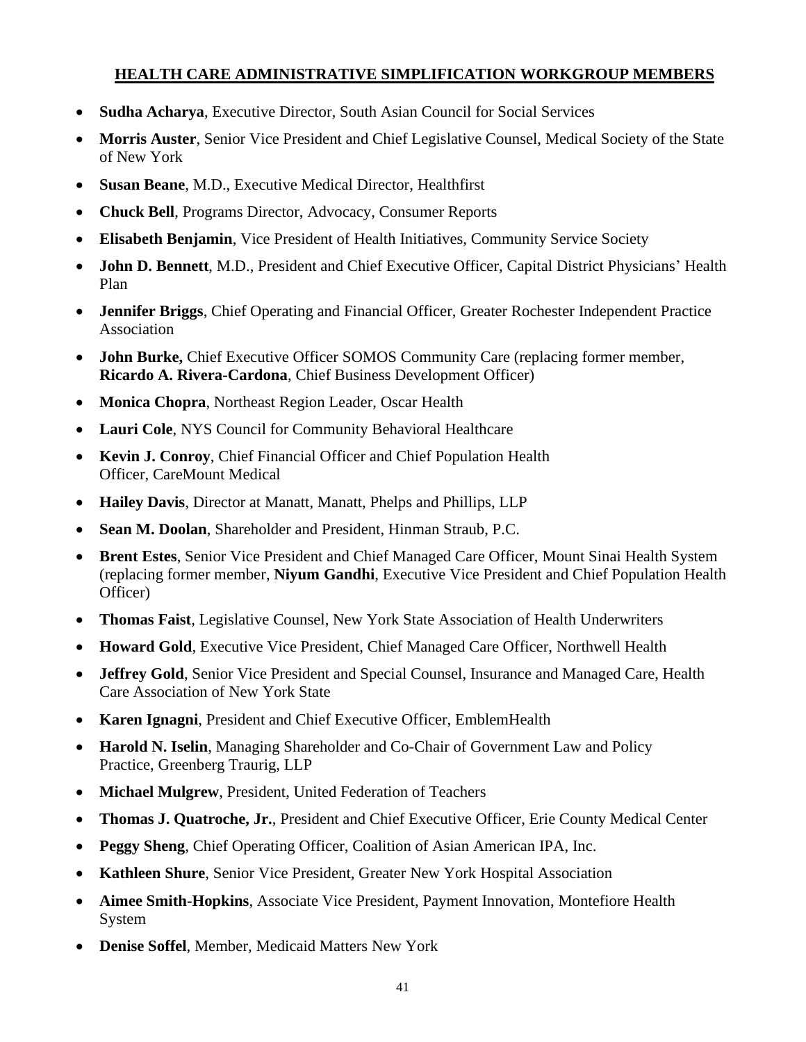## HEALTH CARE ADMINISTRATIVE SIMPLIFICATION WORKGROUP MEMBERS

- **Sudha Acharya**, Executive Director, South Asian Council for Social Services
- **Morris Auster**, Senior Vice President and Chief Legislative Counsel, Medical Society of the State of New York
- **Susan Beane**, M.D., Executive Medical Director, Healthfirst
- **Chuck Bell**, Programs Director, Advocacy, Consumer Reports
- **Elisabeth Benjamin**, Vice President of Health Initiatives, Community Service Society
- **John D. Bennett**, M.D., President and Chief Executive Officer, Capital District Physicians' Health Plan
- **Jennifer Briggs**, Chief Operating and Financial Officer, Greater Rochester Independent Practice Association
- **John Burke,** Chief Executive Officer SOMOS Community Care (replacing former member, **Ricardo A. Rivera-Cardona**, Chief Business Development Officer)
- **Monica Chopra**, Northeast Region Leader, Oscar Health
- **Lauri Cole**, NYS Council for Community Behavioral Healthcare
- **Kevin J. Conroy**, Chief Financial Officer and Chief Population Health Officer, CareMount Medical
- **Hailey Davis**, Director at Manatt, Manatt, Phelps and Phillips, LLP
- **Sean M. Doolan**, Shareholder and President, Hinman Straub, P.C.
- **Brent Estes**, Senior Vice President and Chief Managed Care Officer, Mount Sinai Health System (replacing former member, **Niyum Gandhi**, Executive Vice President and Chief Population Health Officer)
- **Thomas Faist**, Legislative Counsel, New York State Association of Health Underwriters
- **Howard Gold**, Executive Vice President, Chief Managed Care Officer, Northwell Health
- **Jeffrey Gold**, Senior Vice President and Special Counsel, Insurance and Managed Care, Health Care Association of New York State
- **Karen Ignagni**, President and Chief Executive Officer, EmblemHealth
- **Harold N. Iselin**, Managing Shareholder and Co-Chair of Government Law and Policy Practice, Greenberg Traurig, LLP
- **Michael Mulgrew**, President, United Federation of Teachers
- **Thomas J. Quatroche, Jr.**, President and Chief Executive Officer, Erie County Medical Center
- **Peggy Sheng**, Chief Operating Officer, Coalition of Asian American IPA, Inc.
- **Kathleen Shure**, Senior Vice President, Greater New York Hospital Association
- **Aimee Smith-Hopkins**, Associate Vice President, Payment Innovation, Montefiore Health System
- **Denise Soffel**, Member, Medicaid Matters New York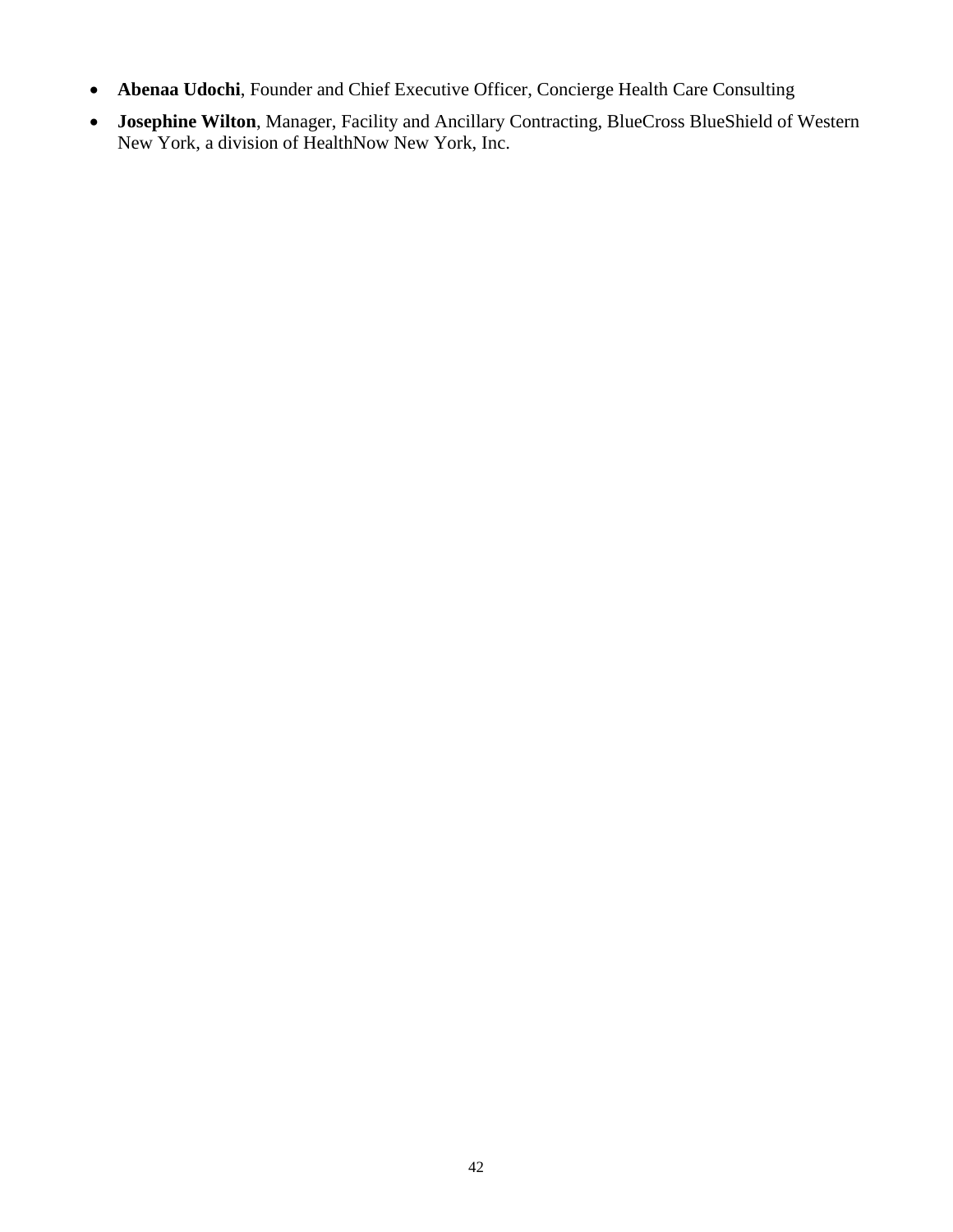- **Abenaa Udochi**, Founder and Chief Executive Officer, Concierge Health Care Consulting
- **Josephine Wilton**, Manager, Facility and Ancillary Contracting, BlueCross BlueShield of Western New York, a division of HealthNow New York, Inc.